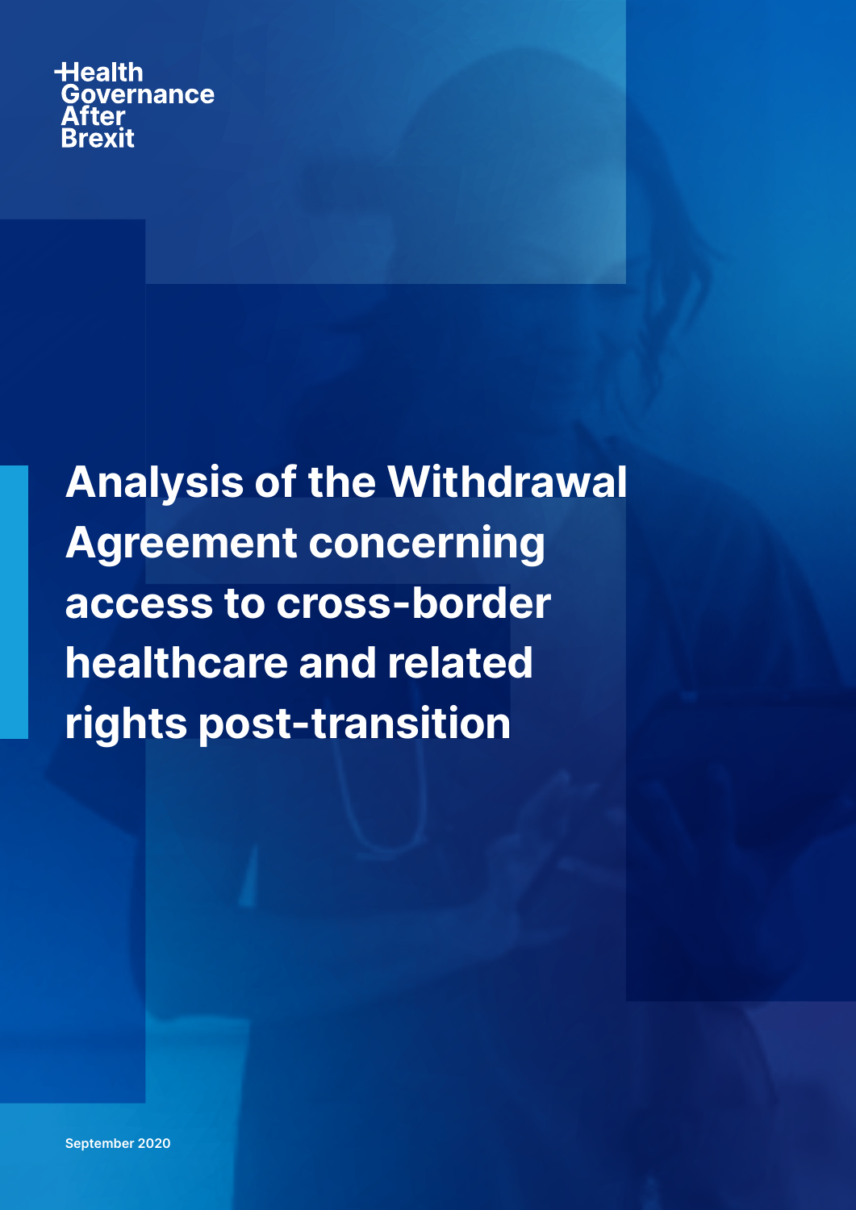Health Governance After Brexit

# Analysis of the Withdrawal Agreement concerning access to cross-border healthcare and related rights post-transition

September 2020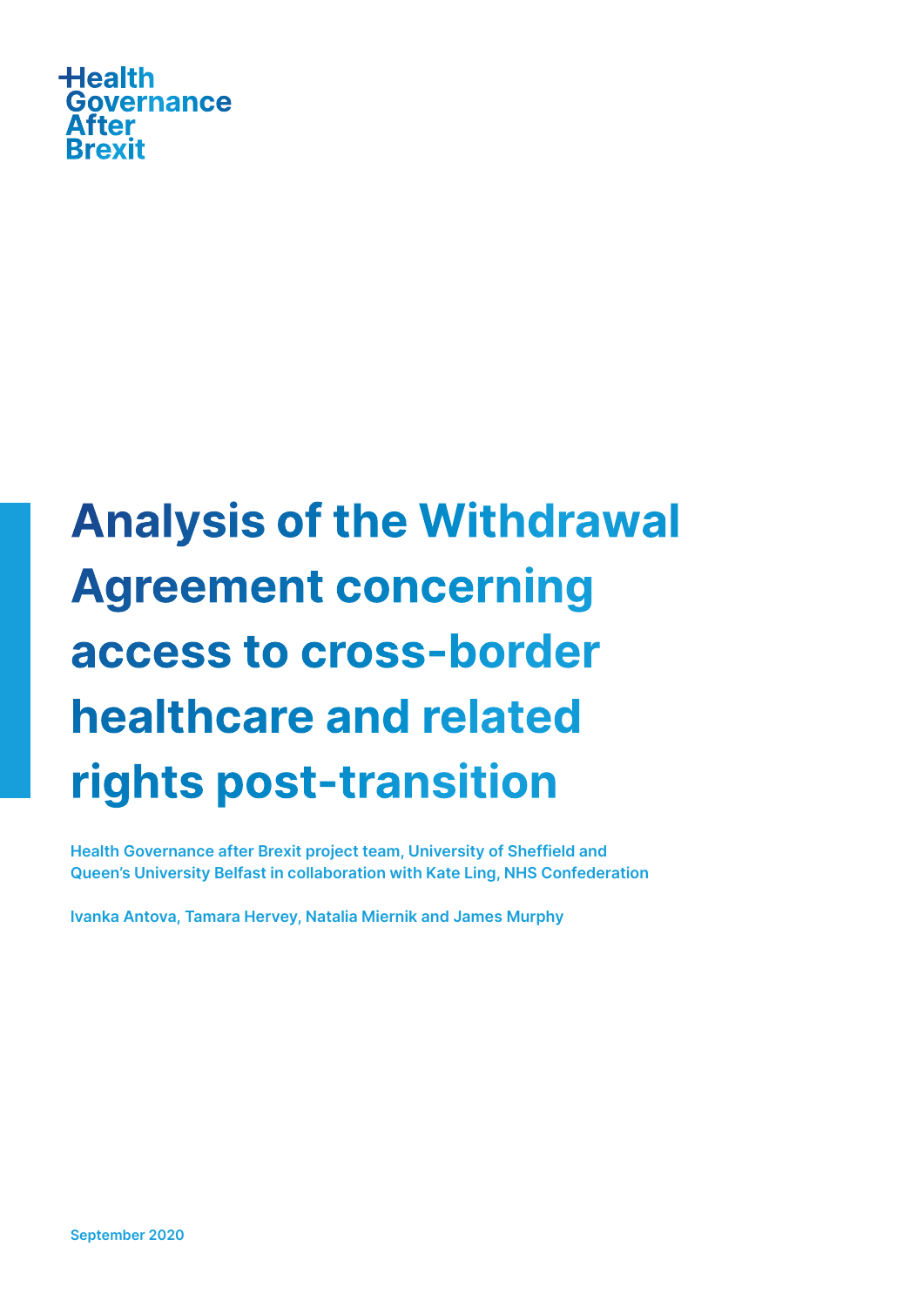Health
Governance
After
Brexit

# Analysis of the Withdrawal Agreement concerning access to cross-border healthcare and related rights post-transition

**Health Governance after Brexit project team, University of Sheffield and Queen's University Belfast in collaboration with Kate Ling, NHS Confederation**

**Ivanka Antova, Tamara Hervey, Natalia Miernik and James Murphy**

**September 2020**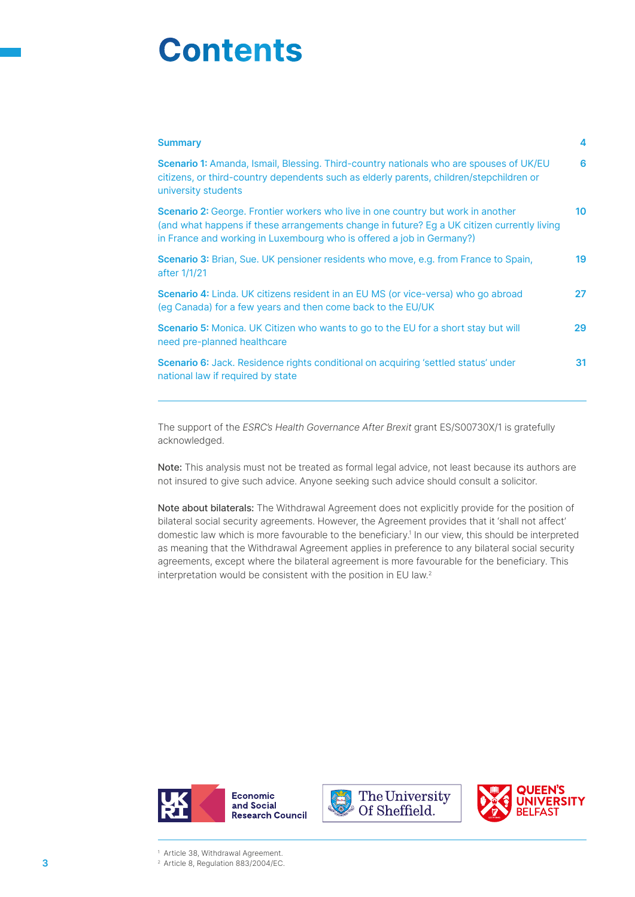# Contents

| | |
|---|---|
| **Summary** | 4 |
| **Scenario 1:** Amanda, Ismail, Blessing. Third-country nationals who are spouses of UK/EU citizens, or third-country dependents such as elderly parents, children/stepchildren or university students | 6 |
| **Scenario 2:** George. Frontier workers who live in one country but work in another (and what happens if these arrangements change in future? Eg a UK citizen currently living in France and working in Luxembourg who is offered a job in Germany?) | 10 |
| **Scenario 3:** Brian, Sue. UK pensioner residents who move, e.g. from France to Spain, after 1/1/21 | 19 |
| **Scenario 4:** Linda. UK citizens resident in an EU MS (or vice-versa) who go abroad (eg Canada) for a few years and then come back to the EU/UK | 27 |
| **Scenario 5:** Monica. UK Citizen who wants to go to the EU for a short stay but will need pre-planned healthcare | 29 |
| **Scenario 6:** Jack. Residence rights conditional on acquiring 'settled status' under national law if required by state | 31 |

The support of the *ESRC's Health Governance After Brexit* grant ES/S00730X/1 is gratefully acknowledged.

**Note:** This analysis must not be treated as formal legal advice, not least because its authors are not insured to give such advice. Anyone seeking such advice should consult a solicitor.

**Note about bilaterals:** The Withdrawal Agreement does not explicitly provide for the position of bilateral social security agreements. However, the Agreement provides that it 'shall not affect' domestic law which is more favourable to the beneficiary.[1] In our view, this should be interpreted as meaning that the Withdrawal Agreement applies in preference to any bilateral social security agreements, except where the bilateral agreement is more favourable for the beneficiary. This interpretation would be consistent with the position in EU law.[2]

Economic and Social Research Council | The University Of Sheffield | Queen's University Belfast

[1] Article 38, Withdrawal Agreement.

[2] Article 8, Regulation 883/2004/EC.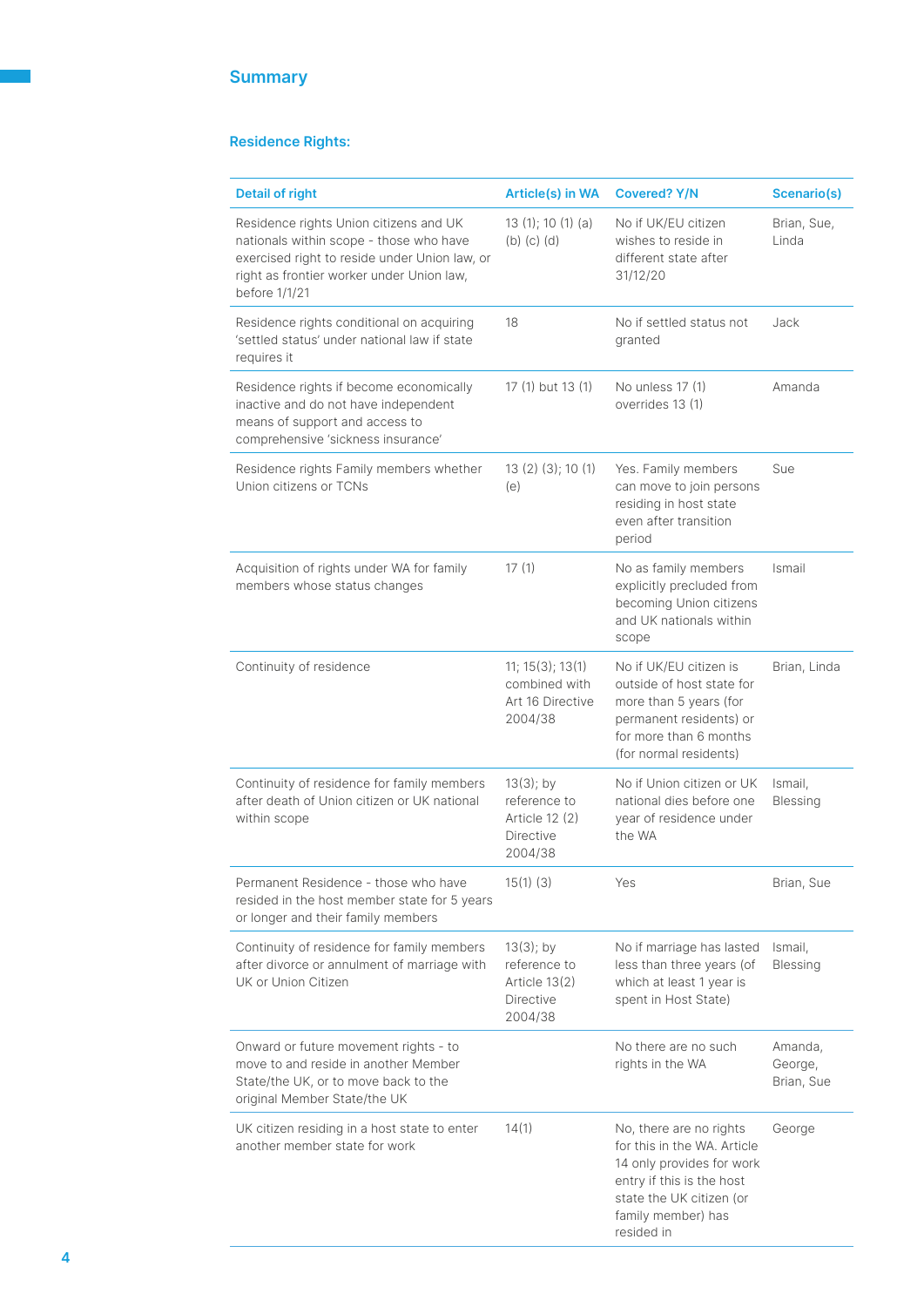## Summary

### Residence Rights:

| Detail of right | Article(s) in WA | Covered? Y/N | Scenario(s) |
|---|---|---|---|
| Residence rights Union citizens and UK nationals within scope - those who have exercised right to reside under Union law, or right as frontier worker under Union law, before 1/1/21 | 13 (1); 10 (1) (a) (b) (c) (d) | No if UK/EU citizen wishes to reside in different state after 31/12/20 | Brian, Sue, Linda |
| Residence rights conditional on acquiring 'settled status' under national law if state requires it | 18 | No if settled status not granted | Jack |
| Residence rights if become economically inactive and do not have independent means of support and access to comprehensive 'sickness insurance' | 17 (1) but 13 (1) | No unless 17 (1) overrides 13 (1) | Amanda |
| Residence rights Family members whether Union citizens or TCNs | 13 (2) (3); 10 (1) (e) | Yes. Family members can move to join persons residing in host state even after transition period | Sue |
| Acquisition of rights under WA for family members whose status changes | 17 (1) | No as family members explicitly precluded from becoming Union citizens and UK nationals within scope | Ismail |
| Continuity of residence | 11; 15(3); 13(1) combined with Art 16 Directive 2004/38 | No if UK/EU citizen is outside of host state for more than 5 years (for permanent residents) or for more than 6 months (for normal residents) | Brian, Linda |
| Continuity of residence for family members after death of Union citizen or UK national within scope | 13(3); by reference to Article 12 (2) Directive 2004/38 | No if Union citizen or UK national dies before one year of residence under the WA | Ismail, Blessing |
| Permanent Residence - those who have resided in the host member state for 5 years or longer and their family members | 15(1) (3) | Yes | Brian, Sue |
| Continuity of residence for family members after divorce or annulment of marriage with UK or Union Citizen | 13(3); by reference to Article 13(2) Directive 2004/38 | No if marriage has lasted less than three years (of which at least 1 year is spent in Host State) | Ismail, Blessing |
| Onward or future movement rights - to move to and reside in another Member State/the UK, or to move back to the original Member State/the UK | | No there are no such rights in the WA | Amanda, George, Brian, Sue |
| UK citizen residing in a host state to enter another member state for work | 14(1) | No, there are no rights for this in the WA. Article 14 only provides for work entry if this is the host state the UK citizen (or family member) has resided in | George |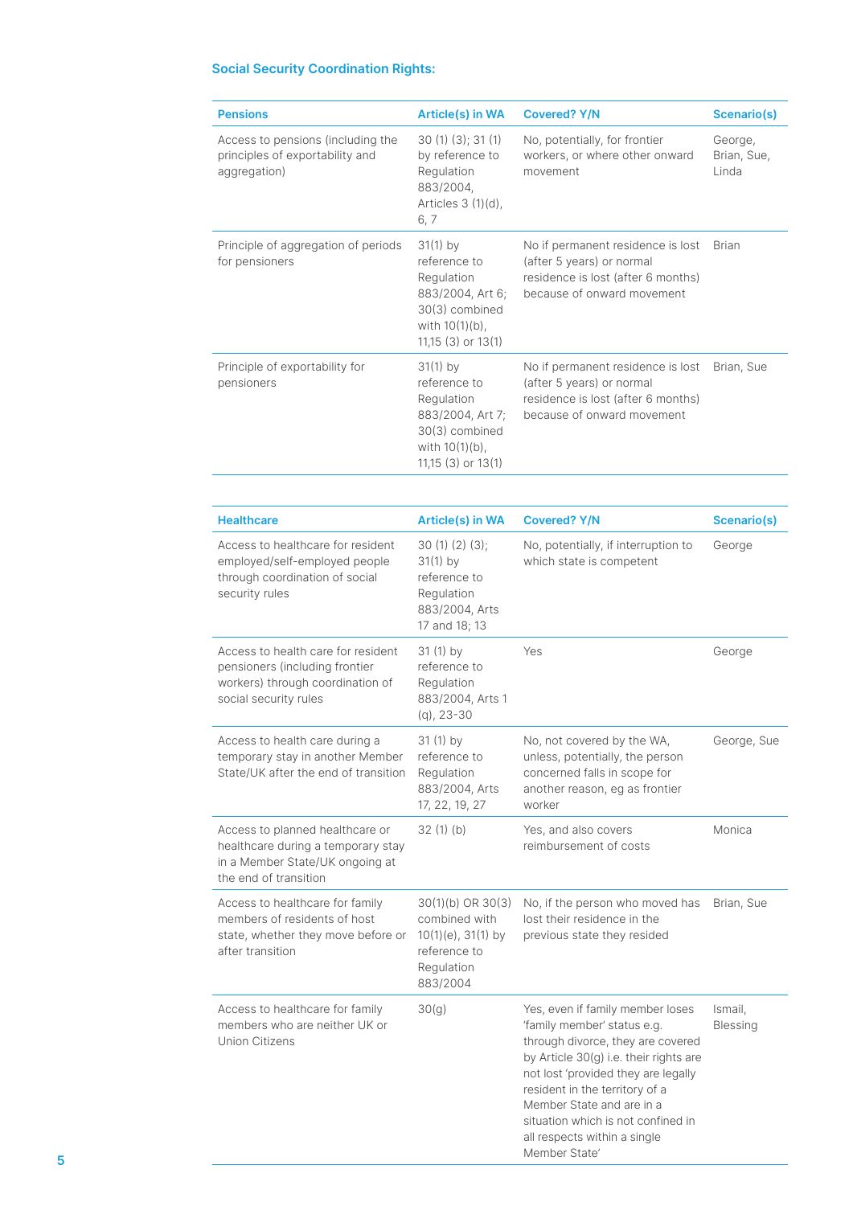### Social Security Coordination Rights:

| Pensions | Article(s) in WA | Covered? Y/N | Scenario(s) |
|---|---|---|---|
| Access to pensions (including the principles of exportability and aggregation) | 30 (1) (3); 31 (1) by reference to Regulation 883/2004, Articles 3 (1)(d), 6, 7 | No, potentially, for frontier workers, or where other onward movement | George, Brian, Sue, Linda |
| Principle of aggregation of periods for pensioners | 31(1) by reference to Regulation 883/2004, Art 6; 30(3) combined with 10(1)(b), 11,15 (3) or 13(1) | No if permanent residence is lost (after 5 years) or normal residence is lost (after 6 months) because of onward movement | Brian |
| Principle of exportability for pensioners | 31(1) by reference to Regulation 883/2004, Art 7; 30(3) combined with 10(1)(b), 11,15 (3) or 13(1) | No if permanent residence is lost (after 5 years) or normal residence is lost (after 6 months) because of onward movement | Brian, Sue |

| Healthcare | Article(s) in WA | Covered? Y/N | Scenario(s) |
|---|---|---|---|
| Access to healthcare for resident employed/self-employed people through coordination of social security rules | 30 (1) (2) (3); 31(1) by reference to Regulation 883/2004, Arts 17 and 18; 13 | No, potentially, if interruption to which state is competent | George |
| Access to health care for resident pensioners (including frontier workers) through coordination of social security rules | 31 (1) by reference to Regulation 883/2004, Arts 1 (q), 23-30 | Yes | George |
| Access to health care during a temporary stay in another Member State/UK after the end of transition | 31 (1) by reference to Regulation 883/2004, Arts 17, 22, 19, 27 | No, not covered by the WA, unless, potentially, the person concerned falls in scope for another reason, eg as frontier worker | George, Sue |
| Access to planned healthcare or healthcare during a temporary stay in a Member State/UK ongoing at the end of transition | 32 (1) (b) | Yes, and also covers reimbursement of costs | Monica |
| Access to healthcare for family members of residents of host state, whether they move before or after transition | 30(1)(b) OR 30(3) combined with 10(1)(e), 31(1) by reference to Regulation 883/2004 | No, if the person who moved has lost their residence in the previous state they resided | Brian, Sue |
| Access to healthcare for family members who are neither UK or Union Citizens | 30(g) | Yes, even if family member loses 'family member' status e.g. through divorce, they are covered by Article 30(g) i.e. their rights are not lost 'provided they are legally resident in the territory of a Member State and are in a situation which is not confined in all respects within a single Member State' | Ismail, Blessing |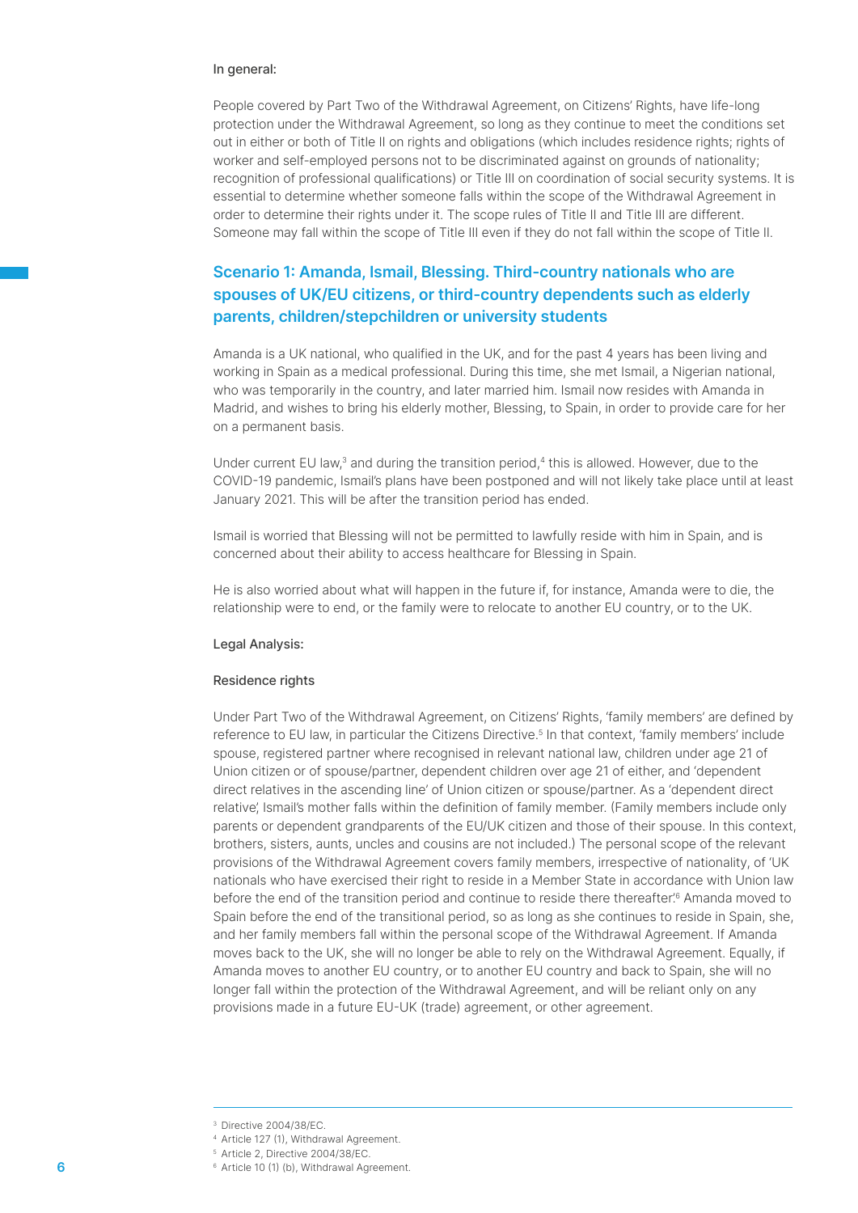In general:

People covered by Part Two of the Withdrawal Agreement, on Citizens' Rights, have life-long protection under the Withdrawal Agreement, so long as they continue to meet the conditions set out in either or both of Title II on rights and obligations (which includes residence rights; rights of worker and self-employed persons not to be discriminated against on grounds of nationality; recognition of professional qualifications) or Title III on coordination of social security systems. It is essential to determine whether someone falls within the scope of the Withdrawal Agreement in order to determine their rights under it. The scope rules of Title II and Title III are different. Someone may fall within the scope of Title III even if they do not fall within the scope of Title II.

## Scenario 1: Amanda, Ismail, Blessing. Third-country nationals who are spouses of UK/EU citizens, or third-country dependents such as elderly parents, children/stepchildren or university students

Amanda is a UK national, who qualified in the UK, and for the past 4 years has been living and working in Spain as a medical professional. During this time, she met Ismail, a Nigerian national, who was temporarily in the country, and later married him. Ismail now resides with Amanda in Madrid, and wishes to bring his elderly mother, Blessing, to Spain, in order to provide care for her on a permanent basis.

Under current EU law,[3] and during the transition period,[4] this is allowed. However, due to the COVID-19 pandemic, Ismail's plans have been postponed and will not likely take place until at least January 2021. This will be after the transition period has ended.

Ismail is worried that Blessing will not be permitted to lawfully reside with him in Spain, and is concerned about their ability to access healthcare for Blessing in Spain.

He is also worried about what will happen in the future if, for instance, Amanda were to die, the relationship were to end, or the family were to relocate to another EU country, or to the UK.

Legal Analysis:

Residence rights

Under Part Two of the Withdrawal Agreement, on Citizens' Rights, 'family members' are defined by reference to EU law, in particular the Citizens Directive.[5] In that context, 'family members' include spouse, registered partner where recognised in relevant national law, children under age 21 of Union citizen or of spouse/partner, dependent children over age 21 of either, and 'dependent direct relatives in the ascending line' of Union citizen or spouse/partner. As a 'dependent direct relative', Ismail's mother falls within the definition of family member. (Family members include only parents or dependent grandparents of the EU/UK citizen and those of their spouse. In this context, brothers, sisters, aunts, uncles and cousins are not included.) The personal scope of the relevant provisions of the Withdrawal Agreement covers family members, irrespective of nationality, of 'UK nationals who have exercised their right to reside in a Member State in accordance with Union law before the end of the transition period and continue to reside there thereafter'.[6] Amanda moved to Spain before the end of the transitional period, so as long as she continues to reside in Spain, she, and her family members fall within the personal scope of the Withdrawal Agreement. If Amanda moves back to the UK, she will no longer be able to rely on the Withdrawal Agreement. Equally, if Amanda moves to another EU country, or to another EU country and back to Spain, she will no longer fall within the protection of the Withdrawal Agreement, and will be reliant only on any provisions made in a future EU-UK (trade) agreement, or other agreement.

[3] Directive 2004/38/EC.

[4] Article 127 (1), Withdrawal Agreement.

[5] Article 2, Directive 2004/38/EC.

[6] Article 10 (1) (b), Withdrawal Agreement.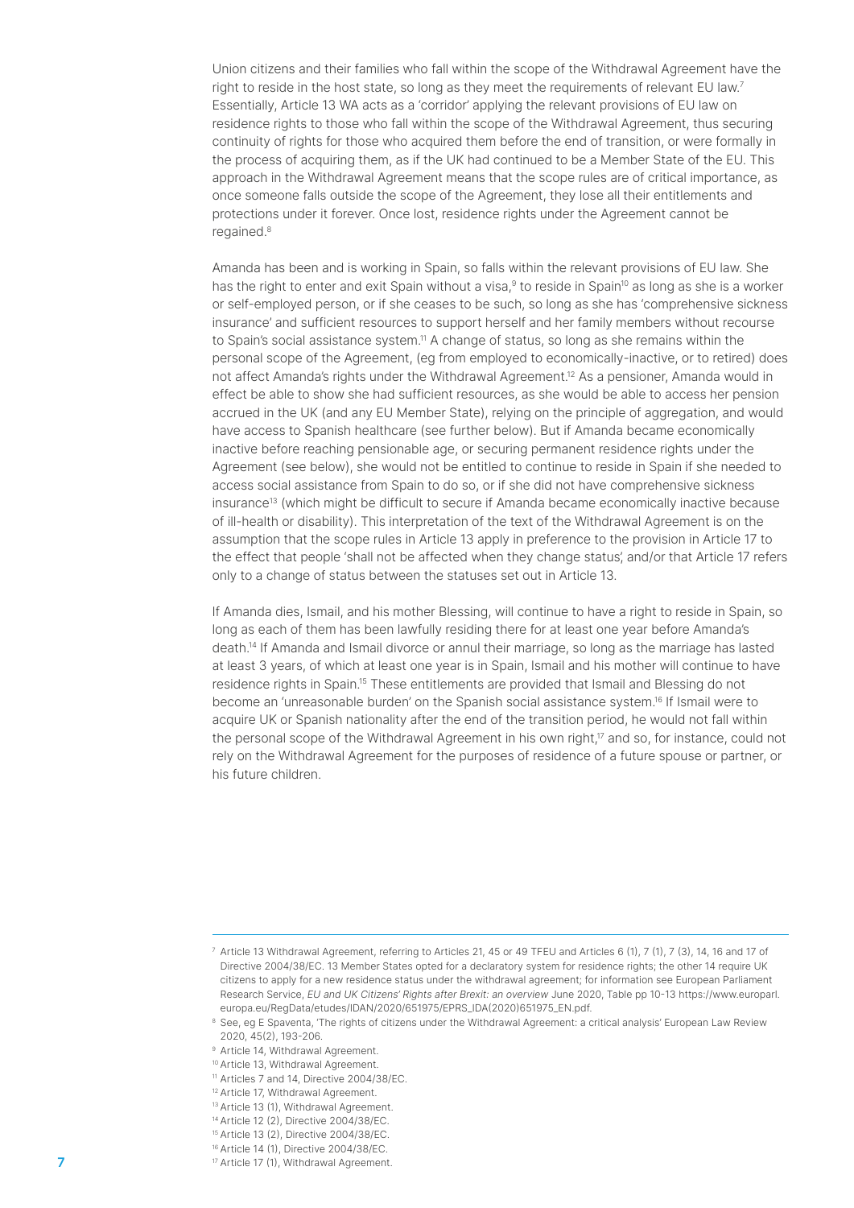Union citizens and their families who fall within the scope of the Withdrawal Agreement have the right to reside in the host state, so long as they meet the requirements of relevant EU law.[7] Essentially, Article 13 WA acts as a 'corridor' applying the relevant provisions of EU law on residence rights to those who fall within the scope of the Withdrawal Agreement, thus securing continuity of rights for those who acquired them before the end of transition, or were formally in the process of acquiring them, as if the UK had continued to be a Member State of the EU. This approach in the Withdrawal Agreement means that the scope rules are of critical importance, as once someone falls outside the scope of the Agreement, they lose all their entitlements and protections under it forever. Once lost, residence rights under the Agreement cannot be regained.[8]

Amanda has been and is working in Spain, so falls within the relevant provisions of EU law. She has the right to enter and exit Spain without a visa,[9] to reside in Spain[10] as long as she is a worker or self-employed person, or if she ceases to be such, so long as she has 'comprehensive sickness insurance' and sufficient resources to support herself and her family members without recourse to Spain's social assistance system.[11] A change of status, so long as she remains within the personal scope of the Agreement, (eg from employed to economically-inactive, or to retired) does not affect Amanda's rights under the Withdrawal Agreement.[12] As a pensioner, Amanda would in effect be able to show she had sufficient resources, as she would be able to access her pension accrued in the UK (and any EU Member State), relying on the principle of aggregation, and would have access to Spanish healthcare (see further below). But if Amanda became economically inactive before reaching pensionable age, or securing permanent residence rights under the Agreement (see below), she would not be entitled to continue to reside in Spain if she needed to access social assistance from Spain to do so, or if she did not have comprehensive sickness insurance[13] (which might be difficult to secure if Amanda became economically inactive because of ill-health or disability). This interpretation of the text of the Withdrawal Agreement is on the assumption that the scope rules in Article 13 apply in preference to the provision in Article 17 to the effect that people 'shall not be affected when they change status', and/or that Article 17 refers only to a change of status between the statuses set out in Article 13.

If Amanda dies, Ismail, and his mother Blessing, will continue to have a right to reside in Spain, so long as each of them has been lawfully residing there for at least one year before Amanda's death.[14] If Amanda and Ismail divorce or annul their marriage, so long as the marriage has lasted at least 3 years, of which at least one year is in Spain, Ismail and his mother will continue to have residence rights in Spain.[15] These entitlements are provided that Ismail and Blessing do not become an 'unreasonable burden' on the Spanish social assistance system.[16] If Ismail were to acquire UK or Spanish nationality after the end of the transition period, he would not fall within the personal scope of the Withdrawal Agreement in his own right,[17] and so, for instance, could not rely on the Withdrawal Agreement for the purposes of residence of a future spouse or partner, or his future children.

---

[7] Article 13 Withdrawal Agreement, referring to Articles 21, 45 or 49 TFEU and Articles 6 (1), 7 (1), 7 (3), 14, 16 and 17 of Directive 2004/38/EC. 13 Member States opted for a declaratory system for residence rights; the other 14 require UK citizens to apply for a new residence status under the withdrawal agreement; for information see European Parliament Research Service, *EU and UK Citizens' Rights after Brexit: an overview* June 2020, Table pp 10-13 https://www.europarl.europa.eu/RegData/etudes/IDAN/2020/651975/EPRS_IDA(2020)651975_EN.pdf.

[8] See, eg E Spaventa, 'The rights of citizens under the Withdrawal Agreement: a critical analysis' European Law Review 2020, 45(2), 193-206.

[9] Article 14, Withdrawal Agreement.

[10] Article 13, Withdrawal Agreement.

[11] Articles 7 and 14, Directive 2004/38/EC.

[12] Article 17, Withdrawal Agreement.

[13] Article 13 (1), Withdrawal Agreement.

[14] Article 12 (2), Directive 2004/38/EC.

[15] Article 13 (2), Directive 2004/38/EC.

[16] Article 14 (1), Directive 2004/38/EC.

[17] Article 17 (1), Withdrawal Agreement.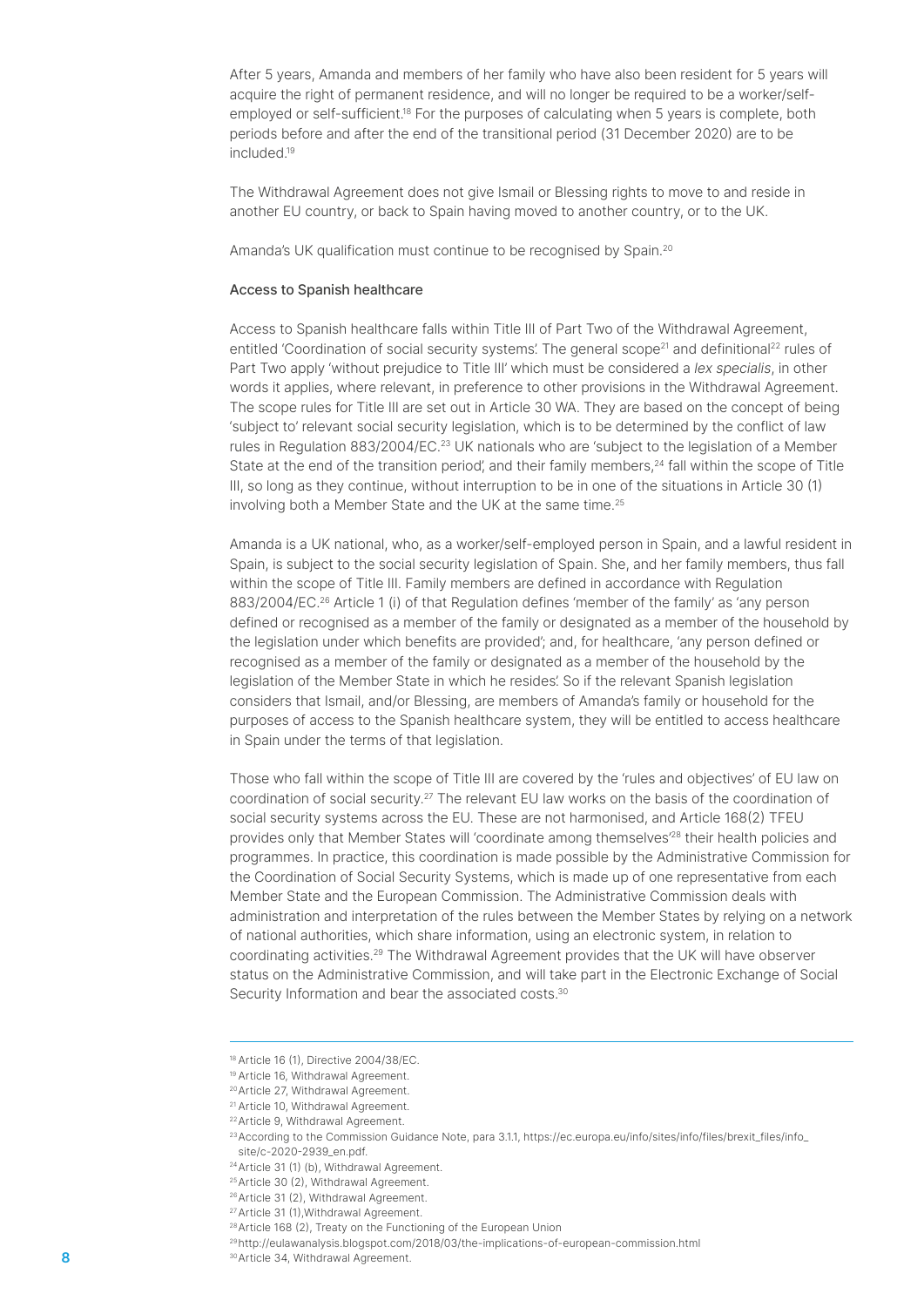After 5 years, Amanda and members of her family who have also been resident for 5 years will acquire the right of permanent residence, and will no longer be required to be a worker/self-employed or self-sufficient.[18] For the purposes of calculating when 5 years is complete, both periods before and after the end of the transitional period (31 December 2020) are to be included.[19]

The Withdrawal Agreement does not give Ismail or Blessing rights to move to and reside in another EU country, or back to Spain having moved to another country, or to the UK.

Amanda's UK qualification must continue to be recognised by Spain.[20]

### Access to Spanish healthcare

Access to Spanish healthcare falls within Title III of Part Two of the Withdrawal Agreement, entitled 'Coordination of social security systems'. The general scope[21] and definitional[22] rules of Part Two apply 'without prejudice to Title III' which must be considered a *lex specialis*, in other words it applies, where relevant, in preference to other provisions in the Withdrawal Agreement. The scope rules for Title III are set out in Article 30 WA. They are based on the concept of being 'subject to' relevant social security legislation, which is to be determined by the conflict of law rules in Regulation 883/2004/EC.[23] UK nationals who are 'subject to the legislation of a Member State at the end of the transition period', and their family members,[24] fall within the scope of Title III, so long as they continue, without interruption to be in one of the situations in Article 30 (1) involving both a Member State and the UK at the same time.[25]

Amanda is a UK national, who, as a worker/self-employed person in Spain, and a lawful resident in Spain, is subject to the social security legislation of Spain. She, and her family members, thus fall within the scope of Title III. Family members are defined in accordance with Regulation 883/2004/EC.[26] Article 1 (i) of that Regulation defines 'member of the family' as 'any person defined or recognised as a member of the family or designated as a member of the household by the legislation under which benefits are provided'; and, for healthcare, 'any person defined or recognised as a member of the family or designated as a member of the household by the legislation of the Member State in which he resides'. So if the relevant Spanish legislation considers that Ismail, and/or Blessing, are members of Amanda's family or household for the purposes of access to the Spanish healthcare system, they will be entitled to access healthcare in Spain under the terms of that legislation.

Those who fall within the scope of Title III are covered by the 'rules and objectives' of EU law on coordination of social security.[27] The relevant EU law works on the basis of the coordination of social security systems across the EU. These are not harmonised, and Article 168(2) TFEU provides only that Member States will 'coordinate among themselves'[28] their health policies and programmes. In practice, this coordination is made possible by the Administrative Commission for the Coordination of Social Security Systems, which is made up of one representative from each Member State and the European Commission. The Administrative Commission deals with administration and interpretation of the rules between the Member States by relying on a network of national authorities, which share information, using an electronic system, in relation to coordinating activities.[29] The Withdrawal Agreement provides that the UK will have observer status on the Administrative Commission, and will take part in the Electronic Exchange of Social Security Information and bear the associated costs.[30]

---

[18] Article 16 (1), Directive 2004/38/EC.

[19] Article 16, Withdrawal Agreement.

[20] Article 27, Withdrawal Agreement.

[21] Article 10, Withdrawal Agreement.

[22] Article 9, Withdrawal Agreement.

[23] According to the Commission Guidance Note, para 3.1.1, https://ec.europa.eu/info/sites/info/files/brexit_files/info_site/c-2020-2939_en.pdf.

[24] Article 31 (1) (b), Withdrawal Agreement.

[25] Article 30 (2), Withdrawal Agreement.

[26] Article 31 (2), Withdrawal Agreement.

[27] Article 31 (1),Withdrawal Agreement.

[28] Article 168 (2), Treaty on the Functioning of the European Union

[29] http://eulawanalysis.blogspot.com/2018/03/the-implications-of-european-commission.html

[30] Article 34, Withdrawal Agreement.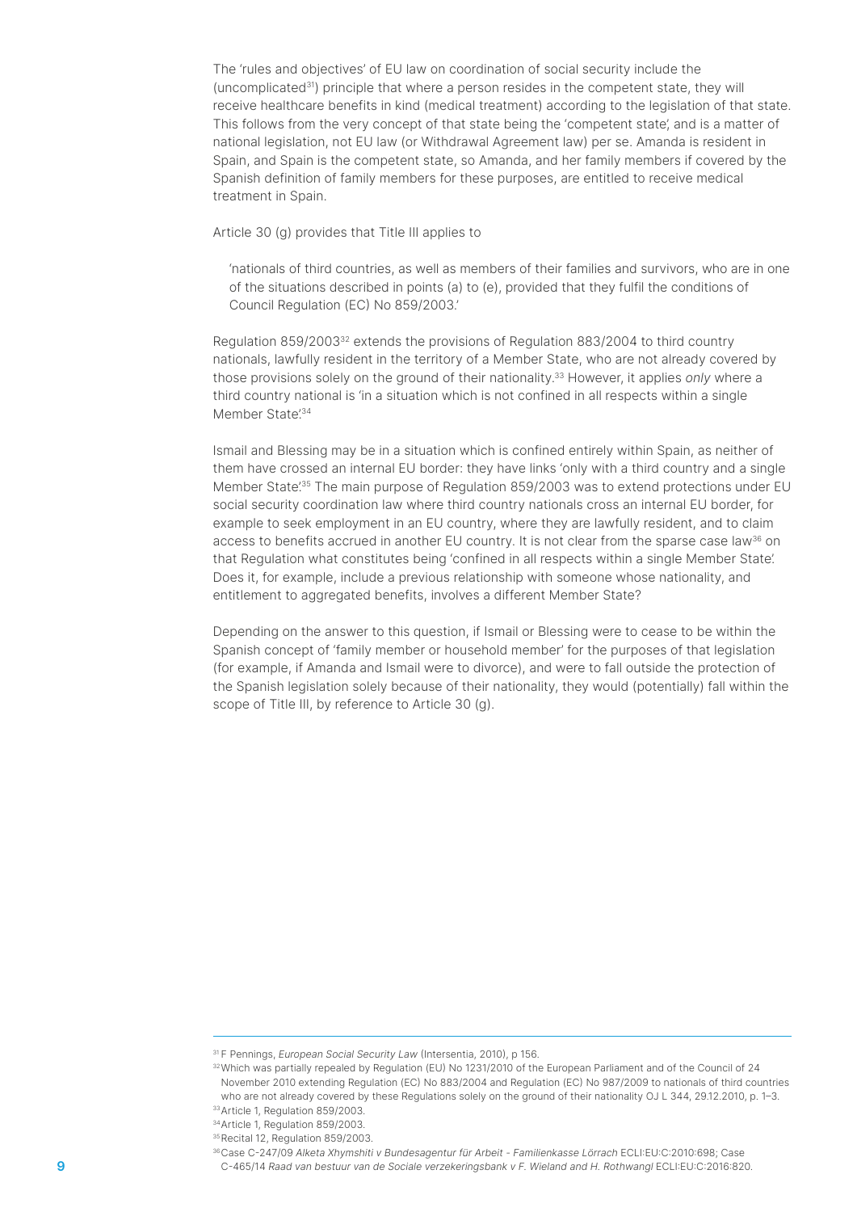The 'rules and objectives' of EU law on coordination of social security include the (uncomplicated[31]) principle that where a person resides in the competent state, they will receive healthcare benefits in kind (medical treatment) according to the legislation of that state. This follows from the very concept of that state being the 'competent state', and is a matter of national legislation, not EU law (or Withdrawal Agreement law) per se. Amanda is resident in Spain, and Spain is the competent state, so Amanda, and her family members if covered by the Spanish definition of family members for these purposes, are entitled to receive medical treatment in Spain.

Article 30 (g) provides that Title III applies to

> 'nationals of third countries, as well as members of their families and survivors, who are in one of the situations described in points (a) to (e), provided that they fulfil the conditions of Council Regulation (EC) No 859/2003.'

Regulation 859/2003[32] extends the provisions of Regulation 883/2004 to third country nationals, lawfully resident in the territory of a Member State, who are not already covered by those provisions solely on the ground of their nationality.[33] However, it applies *only* where a third country national is 'in a situation which is not confined in all respects within a single Member State'.[34]

Ismail and Blessing may be in a situation which is confined entirely within Spain, as neither of them have crossed an internal EU border: they have links 'only with a third country and a single Member State'.[35] The main purpose of Regulation 859/2003 was to extend protections under EU social security coordination law where third country nationals cross an internal EU border, for example to seek employment in an EU country, where they are lawfully resident, and to claim access to benefits accrued in another EU country. It is not clear from the sparse case law[36] on that Regulation what constitutes being 'confined in all respects within a single Member State'. Does it, for example, include a previous relationship with someone whose nationality, and entitlement to aggregated benefits, involves a different Member State?

Depending on the answer to this question, if Ismail or Blessing were to cease to be within the Spanish concept of 'family member or household member' for the purposes of that legislation (for example, if Amanda and Ismail were to divorce), and were to fall outside the protection of the Spanish legislation solely because of their nationality, they would (potentially) fall within the scope of Title III, by reference to Article 30 (g).

---

[31] F Pennings, *European Social Security Law* (Intersentia, 2010), p 156.

[32] Which was partially repealed by Regulation (EU) No 1231/2010 of the European Parliament and of the Council of 24 November 2010 extending Regulation (EC) No 883/2004 and Regulation (EC) No 987/2009 to nationals of third countries who are not already covered by these Regulations solely on the ground of their nationality OJ L 344, 29.12.2010, p. 1–3.

[33] Article 1, Regulation 859/2003.

[34] Article 1, Regulation 859/2003.

[35] Recital 12, Regulation 859/2003.

[36] Case C-247/09 *Alketa Xhymshiti v Bundesagentur für Arbeit - Familienkasse Lörrach* ECLI:EU:C:2010:698; Case C-465/14 *Raad van bestuur van de Sociale verzekeringsbank v F. Wieland and H. Rothwangl* ECLI:EU:C:2016:820.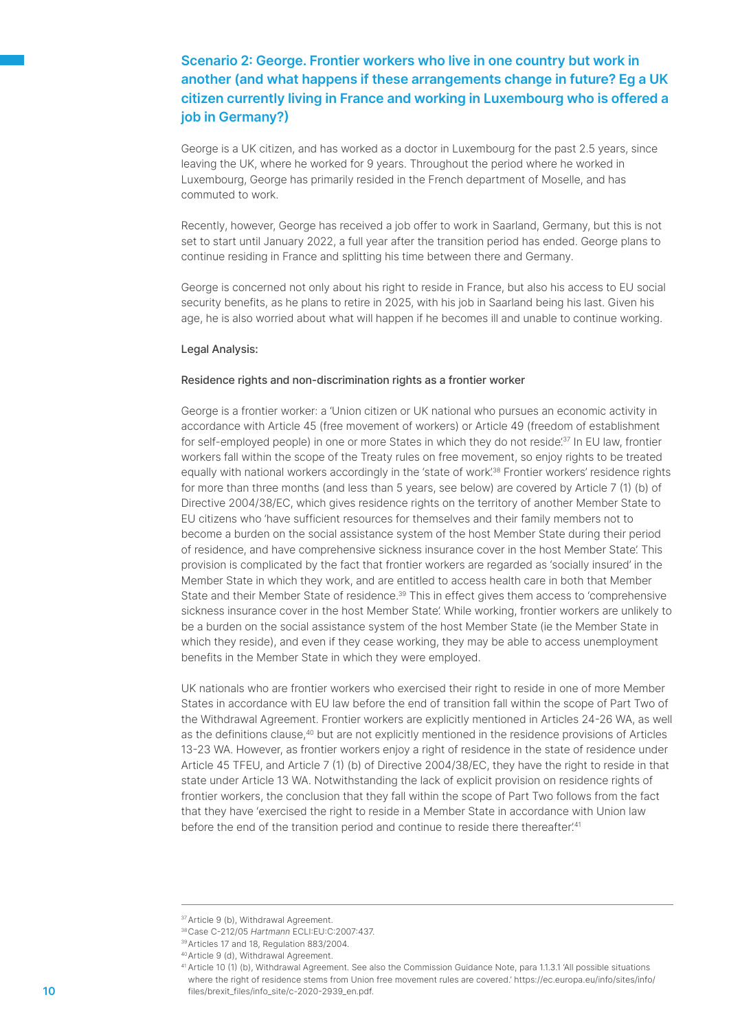## Scenario 2: George. Frontier workers who live in one country but work in another (and what happens if these arrangements change in future? Eg a UK citizen currently living in France and working in Luxembourg who is offered a job in Germany?)

George is a UK citizen, and has worked as a doctor in Luxembourg for the past 2.5 years, since leaving the UK, where he worked for 9 years. Throughout the period where he worked in Luxembourg, George has primarily resided in the French department of Moselle, and has commuted to work.

Recently, however, George has received a job offer to work in Saarland, Germany, but this is not set to start until January 2022, a full year after the transition period has ended. George plans to continue residing in France and splitting his time between there and Germany.

George is concerned not only about his right to reside in France, but also his access to EU social security benefits, as he plans to retire in 2025, with his job in Saarland being his last. Given his age, he is also worried about what will happen if he becomes ill and unable to continue working.

Legal Analysis:

Residence rights and non-discrimination rights as a frontier worker

George is a frontier worker: a 'Union citizen or UK national who pursues an economic activity in accordance with Article 45 (free movement of workers) or Article 49 (freedom of establishment for self-employed people) in one or more States in which they do not reside.'[37] In EU law, frontier workers fall within the scope of the Treaty rules on free movement, so enjoy rights to be treated equally with national workers accordingly in the 'state of work.'[38] Frontier workers' residence rights for more than three months (and less than 5 years, see below) are covered by Article 7 (1) (b) of Directive 2004/38/EC, which gives residence rights on the territory of another Member State to EU citizens who 'have sufficient resources for themselves and their family members not to become a burden on the social assistance system of the host Member State during their period of residence, and have comprehensive sickness insurance cover in the host Member State.' This provision is complicated by the fact that frontier workers are regarded as 'socially insured' in the Member State in which they work, and are entitled to access health care in both that Member State and their Member State of residence.[39] This in effect gives them access to 'comprehensive sickness insurance cover in the host Member State.' While working, frontier workers are unlikely to be a burden on the social assistance system of the host Member State (ie the Member State in which they reside), and even if they cease working, they may be able to access unemployment benefits in the Member State in which they were employed.

UK nationals who are frontier workers who exercised their right to reside in one of more Member States in accordance with EU law before the end of transition fall within the scope of Part Two of the Withdrawal Agreement. Frontier workers are explicitly mentioned in Articles 24-26 WA, as well as the definitions clause,[40] but are not explicitly mentioned in the residence provisions of Articles 13-23 WA. However, as frontier workers enjoy a right of residence in the state of residence under Article 45 TFEU, and Article 7 (1) (b) of Directive 2004/38/EC, they have the right to reside in that state under Article 13 WA. Notwithstanding the lack of explicit provision on residence rights of frontier workers, the conclusion that they fall within the scope of Part Two follows from the fact that they have 'exercised the right to reside in a Member State in accordance with Union law before the end of the transition period and continue to reside there thereafter.'[41]

---

[37] Article 9 (b), Withdrawal Agreement.

[38] Case C-212/05 *Hartmann* ECLI:EU:C:2007:437.

[39] Articles 17 and 18, Regulation 883/2004.

[40] Article 9 (d), Withdrawal Agreement.

[41] Article 10 (1) (b), Withdrawal Agreement. See also the Commission Guidance Note, para 1.1.3.1 'All possible situations where the right of residence stems from Union free movement rules are covered.' https://ec.europa.eu/info/sites/info/files/brexit_files/info_site/c-2020-2939_en.pdf.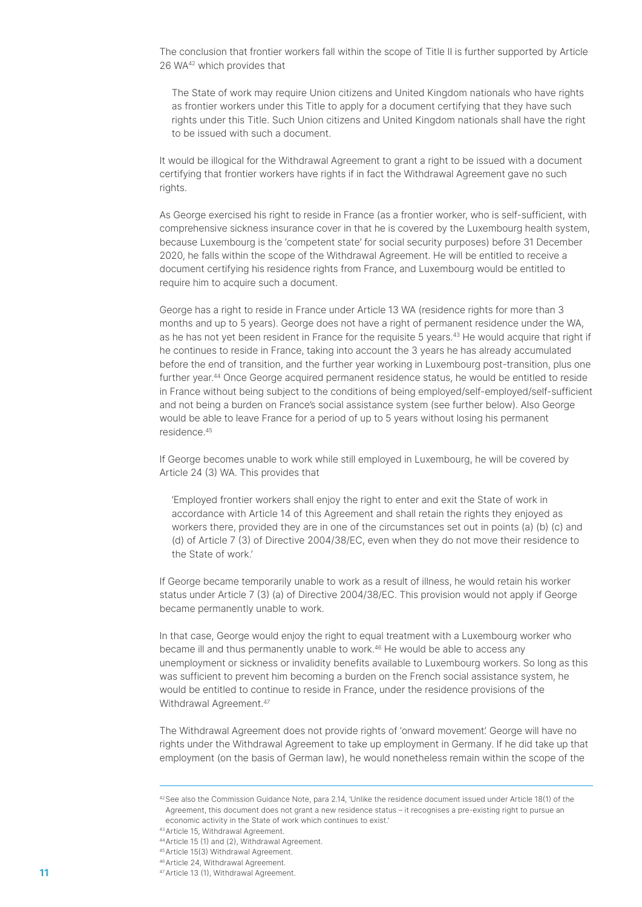The conclusion that frontier workers fall within the scope of Title II is further supported by Article 26 WA[42] which provides that

> The State of work may require Union citizens and United Kingdom nationals who have rights as frontier workers under this Title to apply for a document certifying that they have such rights under this Title. Such Union citizens and United Kingdom nationals shall have the right to be issued with such a document.

It would be illogical for the Withdrawal Agreement to grant a right to be issued with a document certifying that frontier workers have rights if in fact the Withdrawal Agreement gave no such rights.

As George exercised his right to reside in France (as a frontier worker, who is self-sufficient, with comprehensive sickness insurance cover in that he is covered by the Luxembourg health system, because Luxembourg is the 'competent state' for social security purposes) before 31 December 2020, he falls within the scope of the Withdrawal Agreement. He will be entitled to receive a document certifying his residence rights from France, and Luxembourg would be entitled to require him to acquire such a document.

George has a right to reside in France under Article 13 WA (residence rights for more than 3 months and up to 5 years). George does not have a right of permanent residence under the WA, as he has not yet been resident in France for the requisite 5 years.[43] He would acquire that right if he continues to reside in France, taking into account the 3 years he has already accumulated before the end of transition, and the further year working in Luxembourg post-transition, plus one further year.[44] Once George acquired permanent residence status, he would be entitled to reside in France without being subject to the conditions of being employed/self-employed/self-sufficient and not being a burden on France's social assistance system (see further below). Also George would be able to leave France for a period of up to 5 years without losing his permanent residence.[45]

If George becomes unable to work while still employed in Luxembourg, he will be covered by Article 24 (3) WA. This provides that

> 'Employed frontier workers shall enjoy the right to enter and exit the State of work in accordance with Article 14 of this Agreement and shall retain the rights they enjoyed as workers there, provided they are in one of the circumstances set out in points (a) (b) (c) and (d) of Article 7 (3) of Directive 2004/38/EC, even when they do not move their residence to the State of work.'

If George became temporarily unable to work as a result of illness, he would retain his worker status under Article 7 (3) (a) of Directive 2004/38/EC. This provision would not apply if George became permanently unable to work.

In that case, George would enjoy the right to equal treatment with a Luxembourg worker who became ill and thus permanently unable to work.[46] He would be able to access any unemployment or sickness or invalidity benefits available to Luxembourg workers. So long as this was sufficient to prevent him becoming a burden on the French social assistance system, he would be entitled to continue to reside in France, under the residence provisions of the Withdrawal Agreement.[47]

The Withdrawal Agreement does not provide rights of 'onward movement'. George will have no rights under the Withdrawal Agreement to take up employment in Germany. If he did take up that employment (on the basis of German law), he would nonetheless remain within the scope of the

---

[42] See also the Commission Guidance Note, para 2.14, 'Unlike the residence document issued under Article 18(1) of the Agreement, this document does not grant a new residence status – it recognises a pre-existing right to pursue an economic activity in the State of work which continues to exist.'

[43] Article 15, Withdrawal Agreement.

[44] Article 15 (1) and (2), Withdrawal Agreement.

[45] Article 15(3) Withdrawal Agreement.

[46] Article 24, Withdrawal Agreement.

[47] Article 13 (1), Withdrawal Agreement.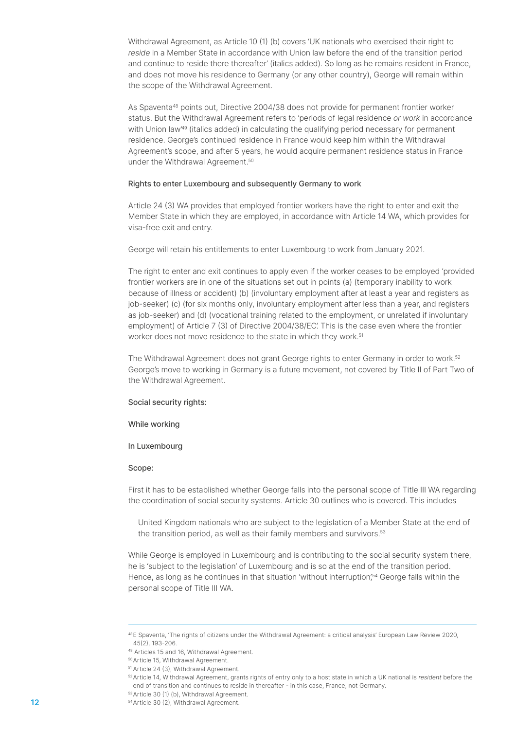Withdrawal Agreement, as Article 10 (1) (b) covers 'UK nationals who exercised their right to *reside* in a Member State in accordance with Union law before the end of the transition period and continue to reside there thereafter' (italics added). So long as he remains resident in France, and does not move his residence to Germany (or any other country), George will remain within the scope of the Withdrawal Agreement.

As Spaventa[48] points out, Directive 2004/38 does not provide for permanent frontier worker status. But the Withdrawal Agreement refers to 'periods of legal residence *or work* in accordance with Union law'[49] (italics added) in calculating the qualifying period necessary for permanent residence. George's continued residence in France would keep him within the Withdrawal Agreement's scope, and after 5 years, he would acquire permanent residence status in France under the Withdrawal Agreement.[50]

#### Rights to enter Luxembourg and subsequently Germany to work

Article 24 (3) WA provides that employed frontier workers have the right to enter and exit the Member State in which they are employed, in accordance with Article 14 WA, which provides for visa-free exit and entry.

George will retain his entitlements to enter Luxembourg to work from January 2021.

The right to enter and exit continues to apply even if the worker ceases to be employed 'provided frontier workers are in one of the situations set out in points (a) (temporary inability to work because of illness or accident) (b) (involuntary employment after at least a year and registers as job-seeker) (c) (for six months only, involuntary employment after less than a year, and registers as job-seeker) and (d) (vocational training related to the employment, or unrelated if involuntary employment) of Article 7 (3) of Directive 2004/38/EC'. This is the case even where the frontier worker does not move residence to the state in which they work.[51]

The Withdrawal Agreement does not grant George rights to enter Germany in order to work.[52] George's move to working in Germany is a future movement, not covered by Title II of Part Two of the Withdrawal Agreement.

#### Social security rights:

#### While working

#### In Luxembourg

#### Scope:

First it has to be established whether George falls into the personal scope of Title III WA regarding the coordination of social security systems. Article 30 outlines who is covered. This includes

> United Kingdom nationals who are subject to the legislation of a Member State at the end of the transition period, as well as their family members and survivors.[53]

While George is employed in Luxembourg and is contributing to the social security system there, he is 'subject to the legislation' of Luxembourg and is so at the end of the transition period. Hence, as long as he continues in that situation 'without interruption',[54] George falls within the personal scope of Title III WA.

---

[48] E Spaventa, 'The rights of citizens under the Withdrawal Agreement: a critical analysis' European Law Review 2020, 45(2), 193-206.

[49] Articles 15 and 16, Withdrawal Agreement.

[50] Article 15, Withdrawal Agreement.

[51] Article 24 (3), Withdrawal Agreement.

[52] Article 14, Withdrawal Agreement, grants rights of entry only to a host state in which a UK national is *resident* before the end of transition and continues to reside in thereafter - in this case, France, not Germany.

[53] Article 30 (1) (b), Withdrawal Agreement.

[54] Article 30 (2), Withdrawal Agreement.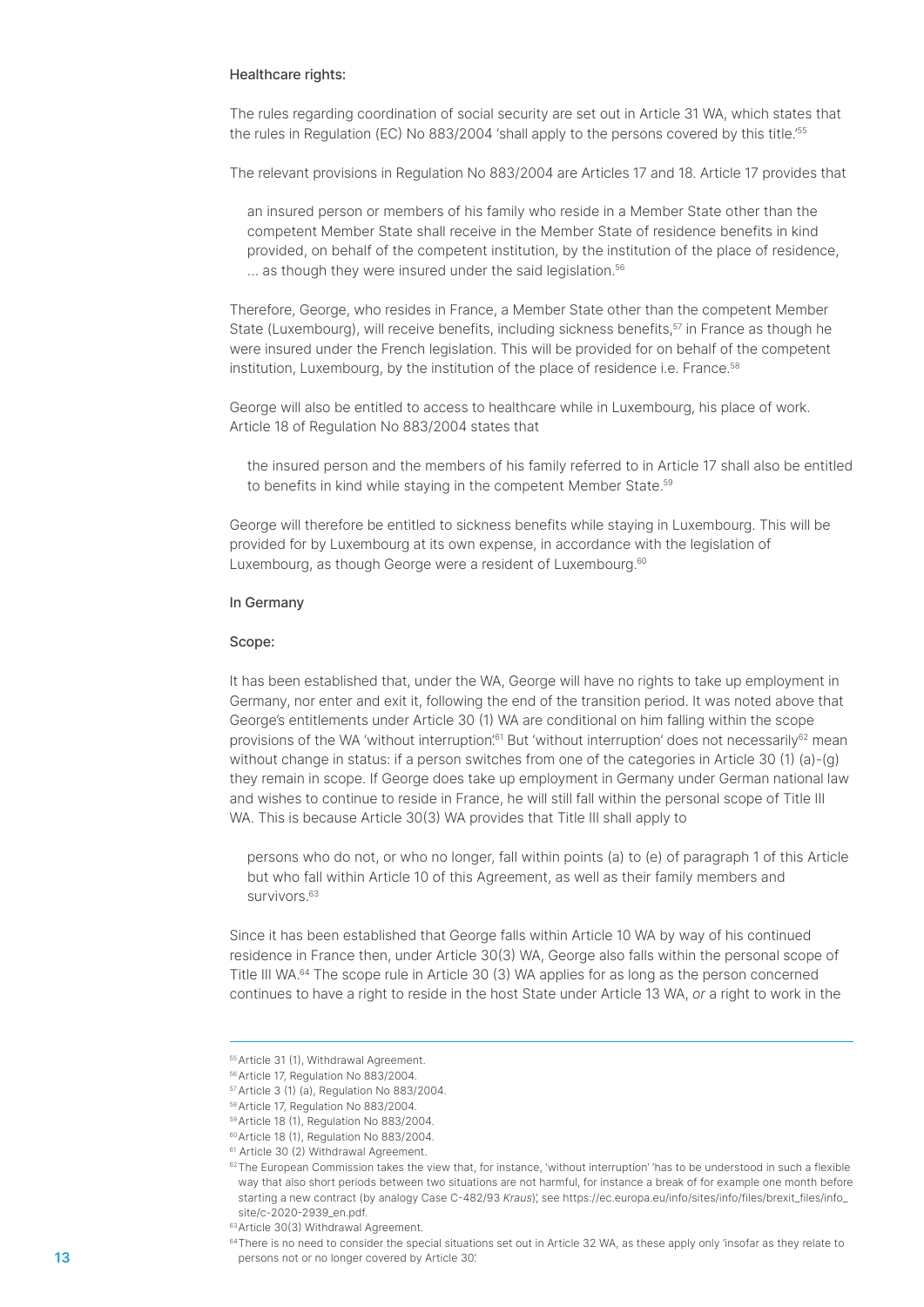Healthcare rights:

The rules regarding coordination of social security are set out in Article 31 WA, which states that the rules in Regulation (EC) No 883/2004 'shall apply to the persons covered by this title.'[55]

The relevant provisions in Regulation No 883/2004 are Articles 17 and 18. Article 17 provides that

> an insured person or members of his family who reside in a Member State other than the competent Member State shall receive in the Member State of residence benefits in kind provided, on behalf of the competent institution, by the institution of the place of residence, ... as though they were insured under the said legislation.[56]

Therefore, George, who resides in France, a Member State other than the competent Member State (Luxembourg), will receive benefits, including sickness benefits,[57] in France as though he were insured under the French legislation. This will be provided for on behalf of the competent institution, Luxembourg, by the institution of the place of residence i.e. France.[58]

George will also be entitled to access to healthcare while in Luxembourg, his place of work. Article 18 of Regulation No 883/2004 states that

> the insured person and the members of his family referred to in Article 17 shall also be entitled to benefits in kind while staying in the competent Member State.[59]

George will therefore be entitled to sickness benefits while staying in Luxembourg. This will be provided for by Luxembourg at its own expense, in accordance with the legislation of Luxembourg, as though George were a resident of Luxembourg.[60]

In Germany

Scope:

It has been established that, under the WA, George will have no rights to take up employment in Germany, nor enter and exit it, following the end of the transition period. It was noted above that George's entitlements under Article 30 (1) WA are conditional on him falling within the scope provisions of the WA 'without interruption.'[61] But 'without interruption' does not necessarily[62] mean without change in status: if a person switches from one of the categories in Article 30 (1) (a)-(g) they remain in scope. If George does take up employment in Germany under German national law and wishes to continue to reside in France, he will still fall within the personal scope of Title III WA. This is because Article 30(3) WA provides that Title III shall apply to

> persons who do not, or who no longer, fall within points (a) to (e) of paragraph 1 of this Article but who fall within Article 10 of this Agreement, as well as their family members and survivors.[63]

Since it has been established that George falls within Article 10 WA by way of his continued residence in France then, under Article 30(3) WA, George also falls within the personal scope of Title III WA.[64] The scope rule in Article 30 (3) WA applies for as long as the person concerned continues to have a right to reside in the host State under Article 13 WA, *or* a right to work in the

---

[55] Article 31 (1), Withdrawal Agreement.

[56] Article 17, Regulation No 883/2004.

[57] Article 3 (1) (a), Regulation No 883/2004.

[58] Article 17, Regulation No 883/2004.

[59] Article 18 (1), Regulation No 883/2004.

[60] Article 18 (1), Regulation No 883/2004.

[61] Article 30 (2) Withdrawal Agreement.

[62] The European Commission takes the view that, for instance, 'without interruption' 'has to be understood in such a flexible way that also short periods between two situations are not harmful, for instance a break of for example one month before starting a new contract (by analogy Case C-482/93 *Kraus*)', see https://ec.europa.eu/info/sites/info/files/brexit_files/info_site/c-2020-2939_en.pdf.

[63] Article 30(3) Withdrawal Agreement.

[64] There is no need to consider the special situations set out in Article 32 WA, as these apply only 'insofar as they relate to persons not or no longer covered by Article 30'.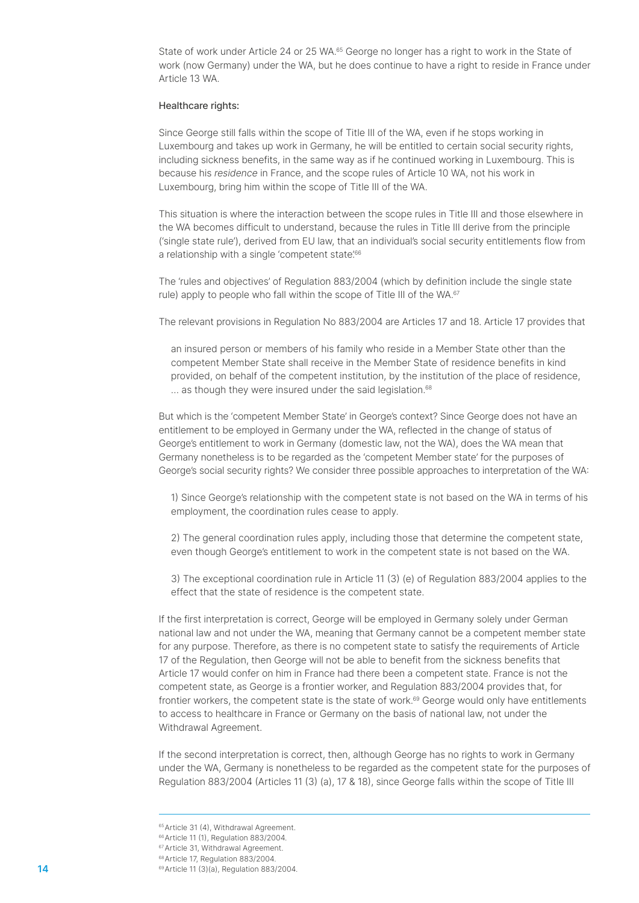State of work under Article 24 or 25 WA.[65] George no longer has a right to work in the State of work (now Germany) under the WA, but he does continue to have a right to reside in France under Article 13 WA.

Healthcare rights:

Since George still falls within the scope of Title III of the WA, even if he stops working in Luxembourg and takes up work in Germany, he will be entitled to certain social security rights, including sickness benefits, in the same way as if he continued working in Luxembourg. This is because his *residence* in France, and the scope rules of Article 10 WA, not his work in Luxembourg, bring him within the scope of Title III of the WA.

This situation is where the interaction between the scope rules in Title III and those elsewhere in the WA becomes difficult to understand, because the rules in Title III derive from the principle ('single state rule'), derived from EU law, that an individual's social security entitlements flow from a relationship with a single 'competent state'.[66]

The 'rules and objectives' of Regulation 883/2004 (which by definition include the single state rule) apply to people who fall within the scope of Title III of the WA.[67]

The relevant provisions in Regulation No 883/2004 are Articles 17 and 18. Article 17 provides that

> an insured person or members of his family who reside in a Member State other than the competent Member State shall receive in the Member State of residence benefits in kind provided, on behalf of the competent institution, by the institution of the place of residence, ... as though they were insured under the said legislation.[68]

But which is the 'competent Member State' in George's context? Since George does not have an entitlement to be employed in Germany under the WA, reflected in the change of status of George's entitlement to work in Germany (domestic law, not the WA), does the WA mean that Germany nonetheless is to be regarded as the 'competent Member state' for the purposes of George's social security rights? We consider three possible approaches to interpretation of the WA:

> 1) Since George's relationship with the competent state is not based on the WA in terms of his employment, the coordination rules cease to apply.
>
> 2) The general coordination rules apply, including those that determine the competent state, even though George's entitlement to work in the competent state is not based on the WA.
>
> 3) The exceptional coordination rule in Article 11 (3) (e) of Regulation 883/2004 applies to the effect that the state of residence is the competent state.

If the first interpretation is correct, George will be employed in Germany solely under German national law and not under the WA, meaning that Germany cannot be a competent member state for any purpose. Therefore, as there is no competent state to satisfy the requirements of Article 17 of the Regulation, then George will not be able to benefit from the sickness benefits that Article 17 would confer on him in France had there been a competent state. France is not the competent state, as George is a frontier worker, and Regulation 883/2004 provides that, for frontier workers, the competent state is the state of work.[69] George would only have entitlements to access to healthcare in France or Germany on the basis of national law, not under the Withdrawal Agreement.

If the second interpretation is correct, then, although George has no rights to work in Germany under the WA, Germany is nonetheless to be regarded as the competent state for the purposes of Regulation 883/2004 (Articles 11 (3) (a), 17 & 18), since George falls within the scope of Title III

---

[65] Article 31 (4), Withdrawal Agreement.
[66] Article 11 (1), Regulation 883/2004.
[67] Article 31, Withdrawal Agreement.
[68] Article 17, Regulation 883/2004.
[69] Article 11 (3)(a), Regulation 883/2004.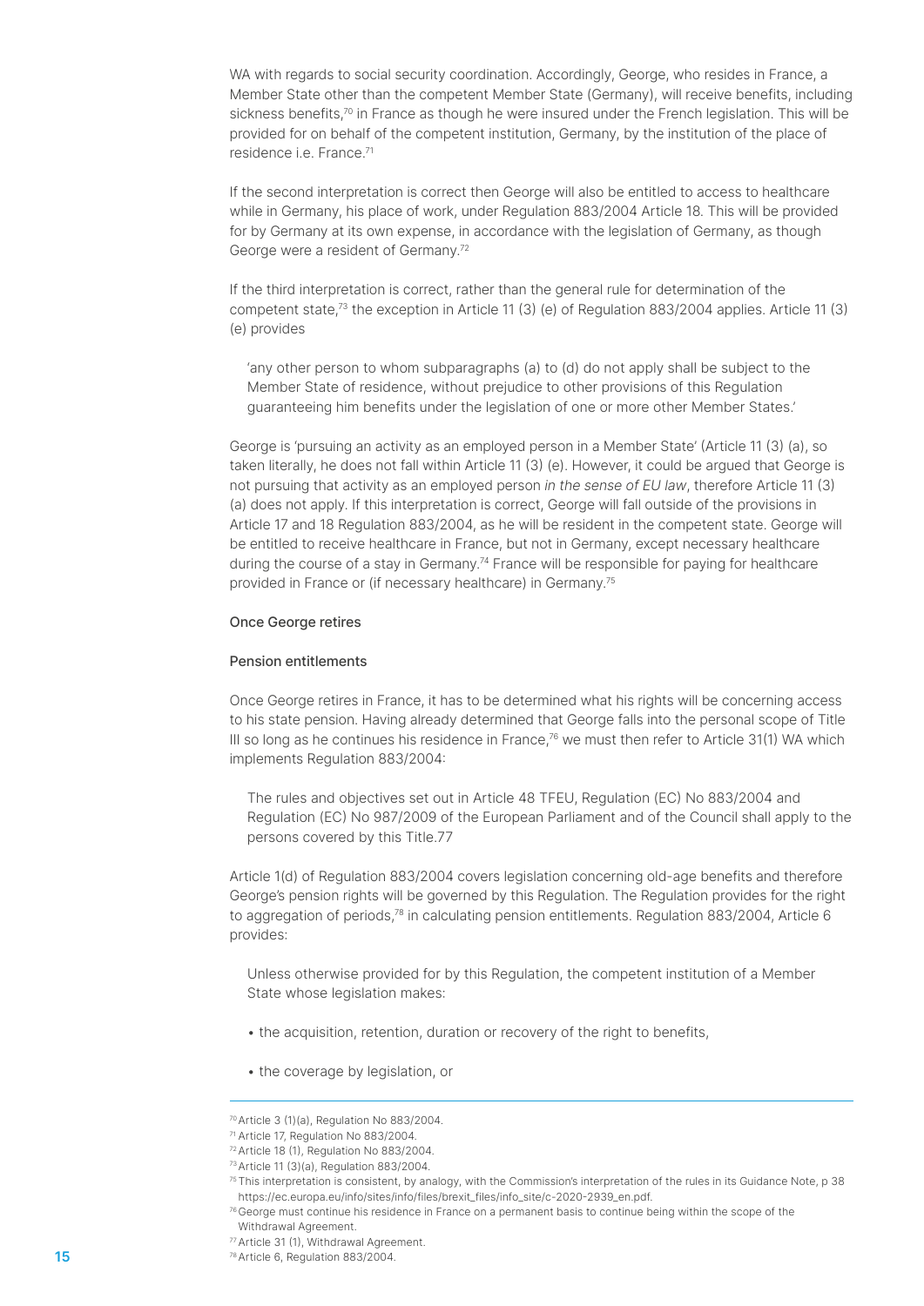WA with regards to social security coordination. Accordingly, George, who resides in France, a Member State other than the competent Member State (Germany), will receive benefits, including sickness benefits,[70] in France as though he were insured under the French legislation. This will be provided for on behalf of the competent institution, Germany, by the institution of the place of residence i.e. France.[71]

If the second interpretation is correct then George will also be entitled to access to healthcare while in Germany, his place of work, under Regulation 883/2004 Article 18. This will be provided for by Germany at its own expense, in accordance with the legislation of Germany, as though George were a resident of Germany.[72]

If the third interpretation is correct, rather than the general rule for determination of the competent state,[73] the exception in Article 11 (3) (e) of Regulation 883/2004 applies. Article 11 (3) (e) provides

> 'any other person to whom subparagraphs (a) to (d) do not apply shall be subject to the Member State of residence, without prejudice to other provisions of this Regulation guaranteeing him benefits under the legislation of one or more other Member States.'

George is 'pursuing an activity as an employed person in a Member State' (Article 11 (3) (a), so taken literally, he does not fall within Article 11 (3) (e). However, it could be argued that George is not pursuing that activity as an employed person *in the sense of EU law*, therefore Article 11 (3) (a) does not apply. If this interpretation is correct, George will fall outside of the provisions in Article 17 and 18 Regulation 883/2004, as he will be resident in the competent state. George will be entitled to receive healthcare in France, but not in Germany, except necessary healthcare during the course of a stay in Germany.[74] France will be responsible for paying for healthcare provided in France or (if necessary healthcare) in Germany.[75]

### Once George retires

#### Pension entitlements

Once George retires in France, it has to be determined what his rights will be concerning access to his state pension. Having already determined that George falls into the personal scope of Title III so long as he continues his residence in France,[76] we must then refer to Article 31(1) WA which implements Regulation 883/2004:

> The rules and objectives set out in Article 48 TFEU, Regulation (EC) No 883/2004 and Regulation (EC) No 987/2009 of the European Parliament and of the Council shall apply to the persons covered by this Title.77

Article 1(d) of Regulation 883/2004 covers legislation concerning old-age benefits and therefore George's pension rights will be governed by this Regulation. The Regulation provides for the right to aggregation of periods,[78] in calculating pension entitlements. Regulation 883/2004, Article 6 provides:

> Unless otherwise provided for by this Regulation, the competent institution of a Member State whose legislation makes:
>
> - the acquisition, retention, duration or recovery of the right to benefits,
> - the coverage by legislation, or

---

[70] Article 3 (1)(a), Regulation No 883/2004.

[71] Article 17, Regulation No 883/2004.

[72] Article 18 (1), Regulation No 883/2004.

[73] Article 11 (3)(a), Regulation 883/2004.

[75] This interpretation is consistent, by analogy, with the Commission's interpretation of the rules in its Guidance Note, p 38 https://ec.europa.eu/info/sites/info/files/brexit_files/info_site/c-2020-2939_en.pdf.

[76] George must continue his residence in France on a permanent basis to continue being within the scope of the Withdrawal Agreement.

[77] Article 31 (1), Withdrawal Agreement.

[78] Article 6, Regulation 883/2004.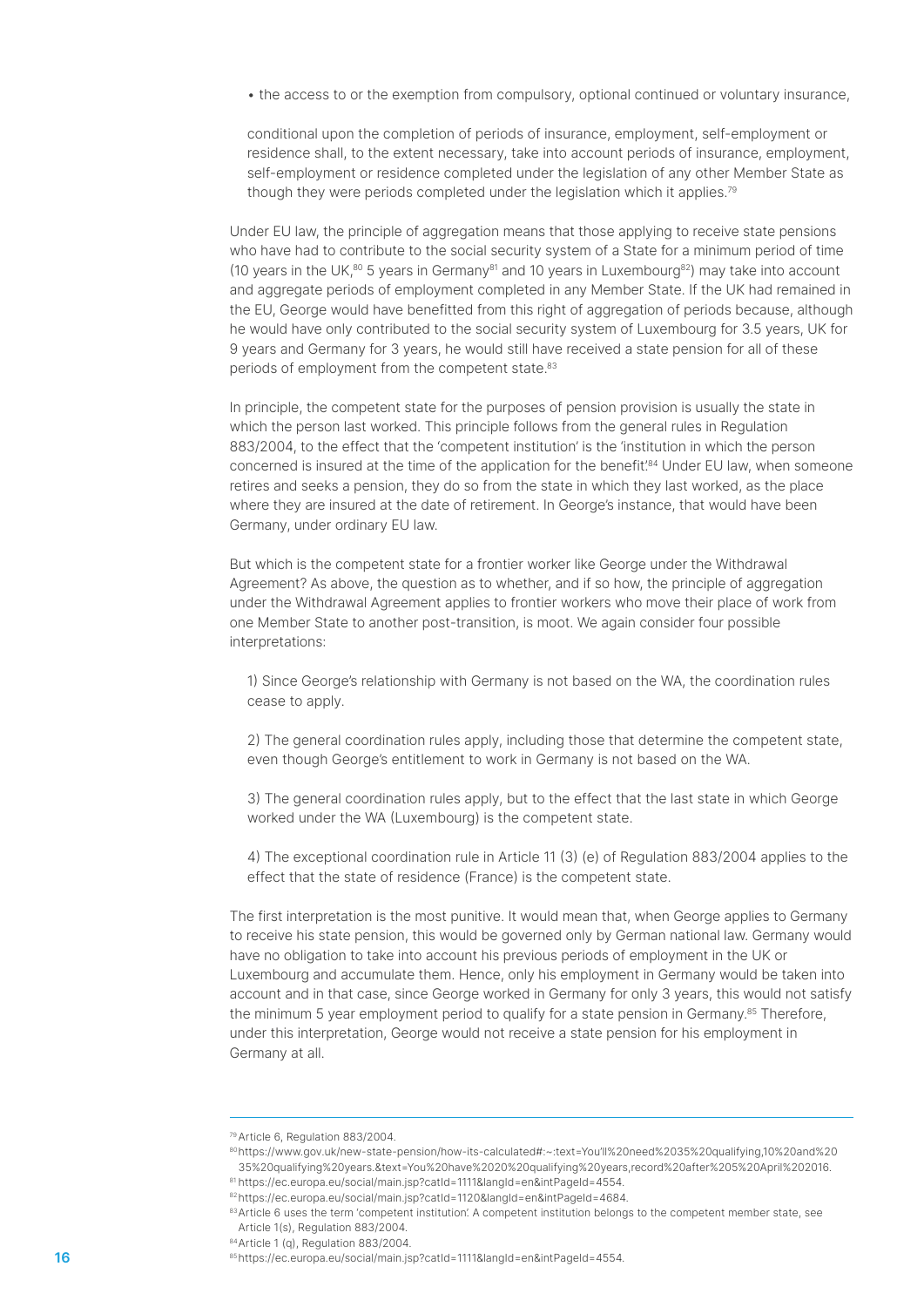- the access to or the exemption from compulsory, optional continued or voluntary insurance,

conditional upon the completion of periods of insurance, employment, self-employment or residence shall, to the extent necessary, take into account periods of insurance, employment, self-employment or residence completed under the legislation of any other Member State as though they were periods completed under the legislation which it applies.[79]

Under EU law, the principle of aggregation means that those applying to receive state pensions who have had to contribute to the social security system of a State for a minimum period of time (10 years in the UK,[80] 5 years in Germany[81] and 10 years in Luxembourg[82]) may take into account and aggregate periods of employment completed in any Member State. If the UK had remained in the EU, George would have benefitted from this right of aggregation of periods because, although he would have only contributed to the social security system of Luxembourg for 3.5 years, UK for 9 years and Germany for 3 years, he would still have received a state pension for all of these periods of employment from the competent state.[83]

In principle, the competent state for the purposes of pension provision is usually the state in which the person last worked. This principle follows from the general rules in Regulation 883/2004, to the effect that the 'competent institution' is the 'institution in which the person concerned is insured at the time of the application for the benefit'.[84] Under EU law, when someone retires and seeks a pension, they do so from the state in which they last worked, as the place where they are insured at the date of retirement. In George's instance, that would have been Germany, under ordinary EU law.

But which is the competent state for a frontier worker like George under the Withdrawal Agreement? As above, the question as to whether, and if so how, the principle of aggregation under the Withdrawal Agreement applies to frontier workers who move their place of work from one Member State to another post-transition, is moot. We again consider four possible interpretations:

1) Since George's relationship with Germany is not based on the WA, the coordination rules cease to apply.

2) The general coordination rules apply, including those that determine the competent state, even though George's entitlement to work in Germany is not based on the WA.

3) The general coordination rules apply, but to the effect that the last state in which George worked under the WA (Luxembourg) is the competent state.

4) The exceptional coordination rule in Article 11 (3) (e) of Regulation 883/2004 applies to the effect that the state of residence (France) is the competent state.

The first interpretation is the most punitive. It would mean that, when George applies to Germany to receive his state pension, this would be governed only by German national law. Germany would have no obligation to take into account his previous periods of employment in the UK or Luxembourg and accumulate them. Hence, only his employment in Germany would be taken into account and in that case, since George worked in Germany for only 3 years, this would not satisfy the minimum 5 year employment period to qualify for a state pension in Germany.[85] Therefore, under this interpretation, George would not receive a state pension for his employment in Germany at all.

---

[79] Article 6, Regulation 883/2004.

[80] https://www.gov.uk/new-state-pension/how-its-calculated#:~:text=You'll%20need%2035%20qualifying,10%20and%2035%20qualifying%20years.&text=You%20have%2020%20qualifying%20years,record%20after%205%20April%202016.

[81] https://ec.europa.eu/social/main.jsp?catId=1111&langId=en&intPageId=4554.

[82] https://ec.europa.eu/social/main.jsp?catId=1120&langId=en&intPageId=4684.

[83] Article 6 uses the term 'competent institution'. A competent institution belongs to the competent member state, see Article 1(s), Regulation 883/2004.

[84] Article 1 (q), Regulation 883/2004.

[85] https://ec.europa.eu/social/main.jsp?catId=1111&langId=en&intPageId=4554.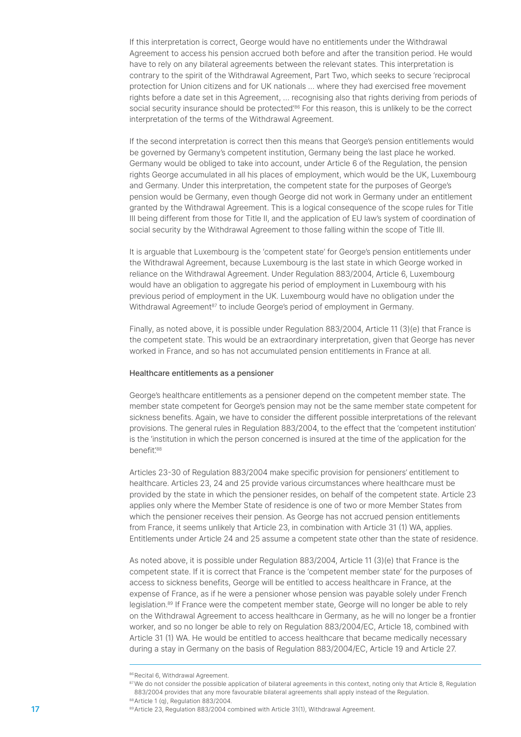If this interpretation is correct, George would have no entitlements under the Withdrawal Agreement to access his pension accrued both before and after the transition period. He would have to rely on any bilateral agreements between the relevant states. This interpretation is contrary to the spirit of the Withdrawal Agreement, Part Two, which seeks to secure 'reciprocal protection for Union citizens and for UK nationals ... where they had exercised free movement rights before a date set in this Agreement, ... recognising also that rights deriving from periods of social security insurance should be protected'.[86] For this reason, this is unlikely to be the correct interpretation of the terms of the Withdrawal Agreement.

If the second interpretation is correct then this means that George's pension entitlements would be governed by Germany's competent institution, Germany being the last place he worked. Germany would be obliged to take into account, under Article 6 of the Regulation, the pension rights George accumulated in all his places of employment, which would be the UK, Luxembourg and Germany. Under this interpretation, the competent state for the purposes of George's pension would be Germany, even though George did not work in Germany under an entitlement granted by the Withdrawal Agreement. This is a logical consequence of the scope rules for Title III being different from those for Title II, and the application of EU law's system of coordination of social security by the Withdrawal Agreement to those falling within the scope of Title III.

It is arguable that Luxembourg is the 'competent state' for George's pension entitlements under the Withdrawal Agreement, because Luxembourg is the last state in which George worked in reliance on the Withdrawal Agreement. Under Regulation 883/2004, Article 6, Luxembourg would have an obligation to aggregate his period of employment in Luxembourg with his previous period of employment in the UK. Luxembourg would have no obligation under the Withdrawal Agreement[87] to include George's period of employment in Germany.

Finally, as noted above, it is possible under Regulation 883/2004, Article 11 (3)(e) that France is the competent state. This would be an extraordinary interpretation, given that George has never worked in France, and so has not accumulated pension entitlements in France at all.

### Healthcare entitlements as a pensioner

George's healthcare entitlements as a pensioner depend on the competent member state. The member state competent for George's pension may not be the same member state competent for sickness benefits. Again, we have to consider the different possible interpretations of the relevant provisions. The general rules in Regulation 883/2004, to the effect that the 'competent institution' is the 'institution in which the person concerned is insured at the time of the application for the benefit'.[88]

Articles 23-30 of Regulation 883/2004 make specific provision for pensioners' entitlement to healthcare. Articles 23, 24 and 25 provide various circumstances where healthcare must be provided by the state in which the pensioner resides, on behalf of the competent state. Article 23 applies only where the Member State of residence is one of two or more Member States from which the pensioner receives their pension. As George has not accrued pension entitlements from France, it seems unlikely that Article 23, in combination with Article 31 (1) WA, applies. Entitlements under Article 24 and 25 assume a competent state other than the state of residence.

As noted above, it is possible under Regulation 883/2004, Article 11 (3)(e) that France is the competent state. If it is correct that France is the 'competent member state' for the purposes of access to sickness benefits, George will be entitled to access healthcare in France, at the expense of France, as if he were a pensioner whose pension was payable solely under French legislation.[89] If France were the competent member state, George will no longer be able to rely on the Withdrawal Agreement to access healthcare in Germany, as he will no longer be a frontier worker, and so no longer be able to rely on Regulation 883/2004/EC, Article 18, combined with Article 31 (1) WA. He would be entitled to access healthcare that became medically necessary during a stay in Germany on the basis of Regulation 883/2004/EC, Article 19 and Article 27.

---

[86] Recital 6, Withdrawal Agreement.

[87] We do not consider the possible application of bilateral agreements in this context, noting only that Article 8, Regulation 883/2004 provides that any more favourable bilateral agreements shall apply instead of the Regulation.

[88] Article 1 (q), Regulation 883/2004.

[89] Article 23, Regulation 883/2004 combined with Article 31(1), Withdrawal Agreement.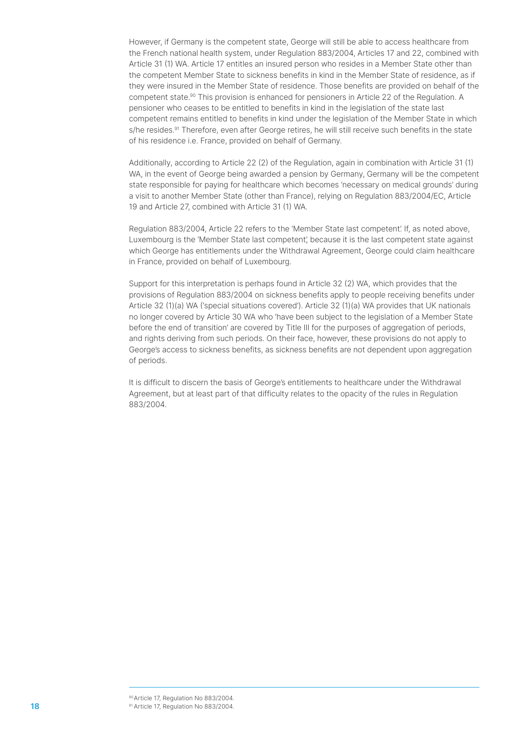However, if Germany is the competent state, George will still be able to access healthcare from the French national health system, under Regulation 883/2004, Articles 17 and 22, combined with Article 31 (1) WA. Article 17 entitles an insured person who resides in a Member State other than the competent Member State to sickness benefits in kind in the Member State of residence, as if they were insured in the Member State of residence. Those benefits are provided on behalf of the competent state.[90] This provision is enhanced for pensioners in Article 22 of the Regulation. A pensioner who ceases to be entitled to benefits in kind in the legislation of the state last competent remains entitled to benefits in kind under the legislation of the Member State in which s/he resides.[91] Therefore, even after George retires, he will still receive such benefits in the state of his residence i.e. France, provided on behalf of Germany.

Additionally, according to Article 22 (2) of the Regulation, again in combination with Article 31 (1) WA, in the event of George being awarded a pension by Germany, Germany will be the competent state responsible for paying for healthcare which becomes 'necessary on medical grounds' during a visit to another Member State (other than France), relying on Regulation 883/2004/EC, Article 19 and Article 27, combined with Article 31 (1) WA.

Regulation 883/2004, Article 22 refers to the 'Member State last competent'. If, as noted above, Luxembourg is the 'Member State last competent', because it is the last competent state against which George has entitlements under the Withdrawal Agreement, George could claim healthcare in France, provided on behalf of Luxembourg.

Support for this interpretation is perhaps found in Article 32 (2) WA, which provides that the provisions of Regulation 883/2004 on sickness benefits apply to people receiving benefits under Article 32 (1)(a) WA ('special situations covered'). Article 32 (1)(a) WA provides that UK nationals no longer covered by Article 30 WA who 'have been subject to the legislation of a Member State before the end of transition' are covered by Title III for the purposes of aggregation of periods, and rights deriving from such periods. On their face, however, these provisions do not apply to George's access to sickness benefits, as sickness benefits are not dependent upon aggregation of periods.

It is difficult to discern the basis of George's entitlements to healthcare under the Withdrawal Agreement, but at least part of that difficulty relates to the opacity of the rules in Regulation 883/2004.

---

[90] Article 17, Regulation No 883/2004.

[91] Article 17, Regulation No 883/2004.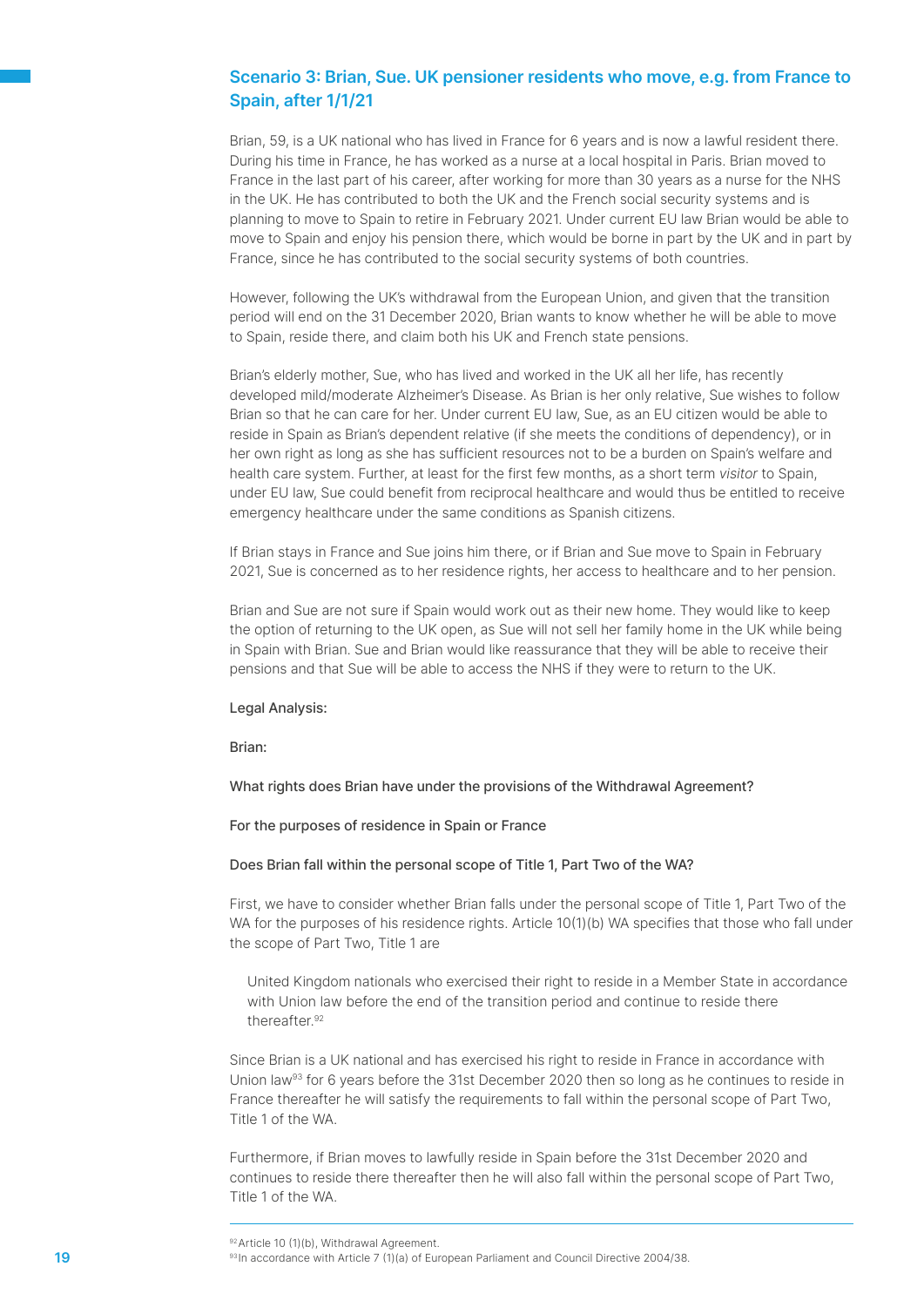## Scenario 3: Brian, Sue. UK pensioner residents who move, e.g. from France to Spain, after 1/1/21

Brian, 59, is a UK national who has lived in France for 6 years and is now a lawful resident there. During his time in France, he has worked as a nurse at a local hospital in Paris. Brian moved to France in the last part of his career, after working for more than 30 years as a nurse for the NHS in the UK. He has contributed to both the UK and the French social security systems and is planning to move to Spain to retire in February 2021. Under current EU law Brian would be able to move to Spain and enjoy his pension there, which would be borne in part by the UK and in part by France, since he has contributed to the social security systems of both countries.

However, following the UK's withdrawal from the European Union, and given that the transition period will end on the 31 December 2020, Brian wants to know whether he will be able to move to Spain, reside there, and claim both his UK and French state pensions.

Brian's elderly mother, Sue, who has lived and worked in the UK all her life, has recently developed mild/moderate Alzheimer's Disease. As Brian is her only relative, Sue wishes to follow Brian so that he can care for her. Under current EU law, Sue, as an EU citizen would be able to reside in Spain as Brian's dependent relative (if she meets the conditions of dependency), or in her own right as long as she has sufficient resources not to be a burden on Spain's welfare and health care system. Further, at least for the first few months, as a short term *visitor* to Spain, under EU law, Sue could benefit from reciprocal healthcare and would thus be entitled to receive emergency healthcare under the same conditions as Spanish citizens.

If Brian stays in France and Sue joins him there, or if Brian and Sue move to Spain in February 2021, Sue is concerned as to her residence rights, her access to healthcare and to her pension.

Brian and Sue are not sure if Spain would work out as their new home. They would like to keep the option of returning to the UK open, as Sue will not sell her family home in the UK while being in Spain with Brian. Sue and Brian would like reassurance that they will be able to receive their pensions and that Sue will be able to access the NHS if they were to return to the UK.

Legal Analysis:

Brian:

What rights does Brian have under the provisions of the Withdrawal Agreement?

For the purposes of residence in Spain or France

Does Brian fall within the personal scope of Title 1, Part Two of the WA?

First, we have to consider whether Brian falls under the personal scope of Title 1, Part Two of the WA for the purposes of his residence rights. Article 10(1)(b) WA specifies that those who fall under the scope of Part Two, Title 1 are

> United Kingdom nationals who exercised their right to reside in a Member State in accordance with Union law before the end of the transition period and continue to reside there thereafter.[92]

Since Brian is a UK national and has exercised his right to reside in France in accordance with Union law[93] for 6 years before the 31st December 2020 then so long as he continues to reside in France thereafter he will satisfy the requirements to fall within the personal scope of Part Two, Title 1 of the WA.

Furthermore, if Brian moves to lawfully reside in Spain before the 31st December 2020 and continues to reside there thereafter then he will also fall within the personal scope of Part Two, Title 1 of the WA.

[92] Article 10 (1)(b), Withdrawal Agreement.

[93] In accordance with Article 7 (1)(a) of European Parliament and Council Directive 2004/38.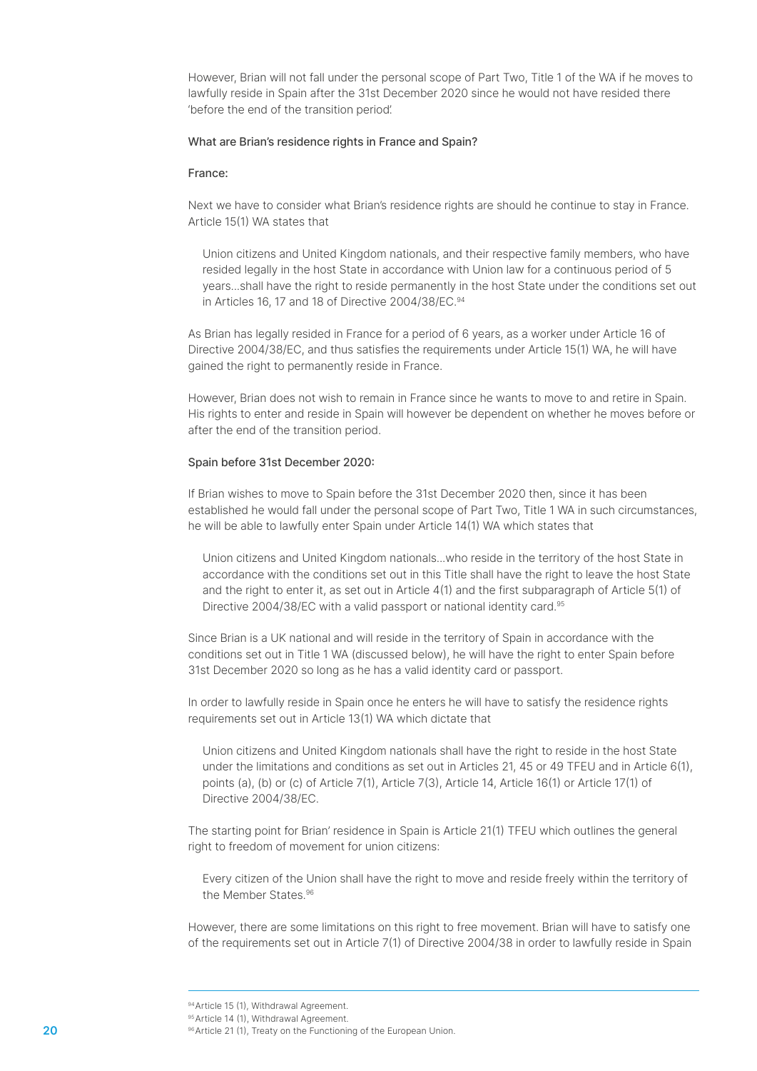However, Brian will not fall under the personal scope of Part Two, Title 1 of the WA if he moves to lawfully reside in Spain after the 31st December 2020 since he would not have resided there 'before the end of the transition period'.

What are Brian's residence rights in France and Spain?

France:

Next we have to consider what Brian's residence rights are should he continue to stay in France. Article 15(1) WA states that

> Union citizens and United Kingdom nationals, and their respective family members, who have resided legally in the host State in accordance with Union law for a continuous period of 5 years...shall have the right to reside permanently in the host State under the conditions set out in Articles 16, 17 and 18 of Directive 2004/38/EC.[94]

As Brian has legally resided in France for a period of 6 years, as a worker under Article 16 of Directive 2004/38/EC, and thus satisfies the requirements under Article 15(1) WA, he will have gained the right to permanently reside in France.

However, Brian does not wish to remain in France since he wants to move to and retire in Spain. His rights to enter and reside in Spain will however be dependent on whether he moves before or after the end of the transition period.

Spain before 31st December 2020:

If Brian wishes to move to Spain before the 31st December 2020 then, since it has been established he would fall under the personal scope of Part Two, Title 1 WA in such circumstances, he will be able to lawfully enter Spain under Article 14(1) WA which states that

> Union citizens and United Kingdom nationals...who reside in the territory of the host State in accordance with the conditions set out in this Title shall have the right to leave the host State and the right to enter it, as set out in Article 4(1) and the first subparagraph of Article 5(1) of Directive 2004/38/EC with a valid passport or national identity card.[95]

Since Brian is a UK national and will reside in the territory of Spain in accordance with the conditions set out in Title 1 WA (discussed below), he will have the right to enter Spain before 31st December 2020 so long as he has a valid identity card or passport.

In order to lawfully reside in Spain once he enters he will have to satisfy the residence rights requirements set out in Article 13(1) WA which dictate that

> Union citizens and United Kingdom nationals shall have the right to reside in the host State under the limitations and conditions as set out in Articles 21, 45 or 49 TFEU and in Article 6(1), points (a), (b) or (c) of Article 7(1), Article 7(3), Article 14, Article 16(1) or Article 17(1) of Directive 2004/38/EC.

The starting point for Brian' residence in Spain is Article 21(1) TFEU which outlines the general right to freedom of movement for union citizens:

> Every citizen of the Union shall have the right to move and reside freely within the territory of the Member States.[96]

However, there are some limitations on this right to free movement. Brian will have to satisfy one of the requirements set out in Article 7(1) of Directive 2004/38 in order to lawfully reside in Spain

---

[94] Article 15 (1), Withdrawal Agreement.

[95] Article 14 (1), Withdrawal Agreement.

[96] Article 21 (1), Treaty on the Functioning of the European Union.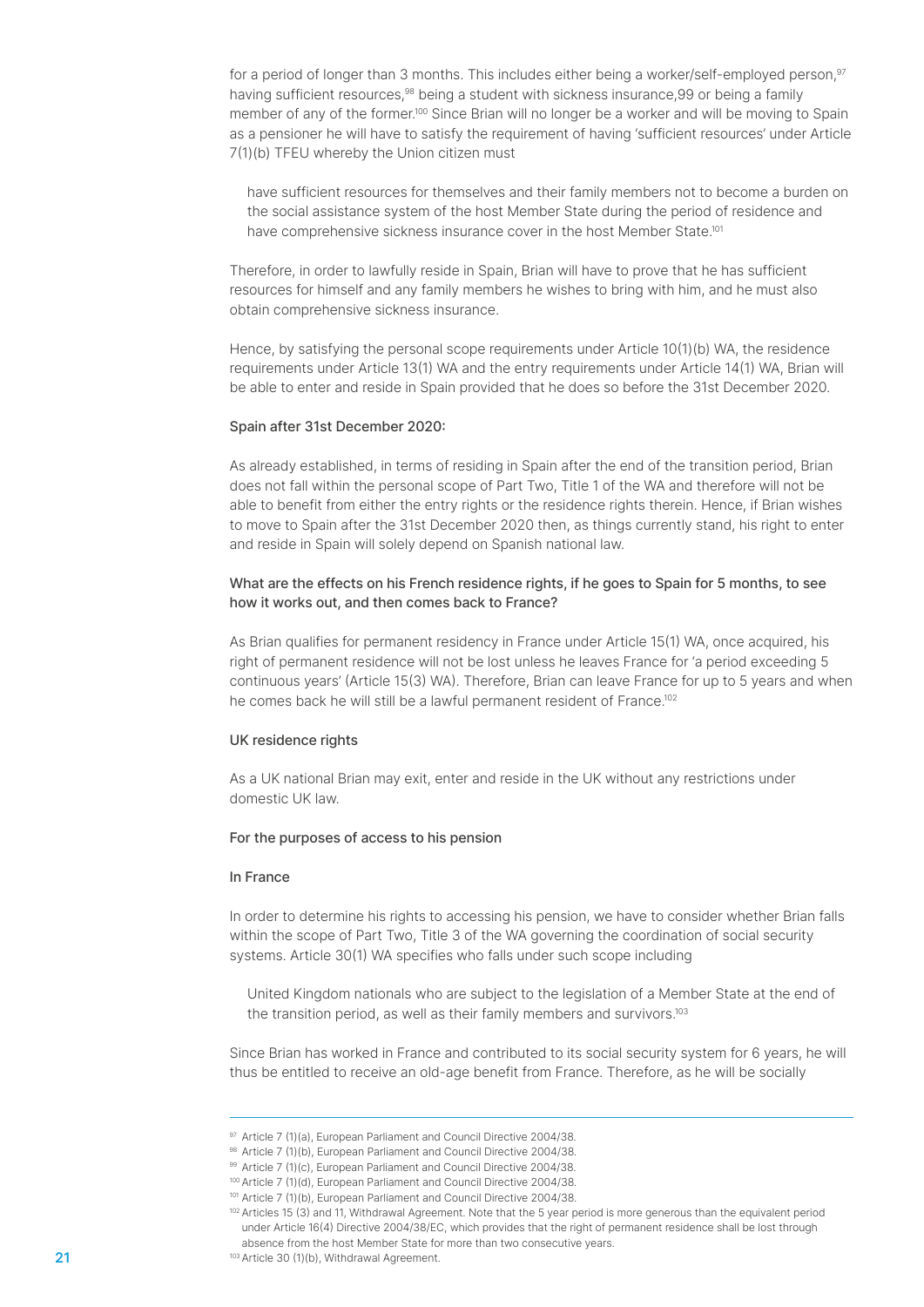for a period of longer than 3 months. This includes either being a worker/self-employed person,[97] having sufficient resources,[98] being a student with sickness insurance,99 or being a family member of any of the former.[100] Since Brian will no longer be a worker and will be moving to Spain as a pensioner he will have to satisfy the requirement of having 'sufficient resources' under Article 7(1)(b) TFEU whereby the Union citizen must

> have sufficient resources for themselves and their family members not to become a burden on the social assistance system of the host Member State during the period of residence and have comprehensive sickness insurance cover in the host Member State.[101]

Therefore, in order to lawfully reside in Spain, Brian will have to prove that he has sufficient resources for himself and any family members he wishes to bring with him, and he must also obtain comprehensive sickness insurance.

Hence, by satisfying the personal scope requirements under Article 10(1)(b) WA, the residence requirements under Article 13(1) WA and the entry requirements under Article 14(1) WA, Brian will be able to enter and reside in Spain provided that he does so before the 31st December 2020.

#### Spain after 31st December 2020:

As already established, in terms of residing in Spain after the end of the transition period, Brian does not fall within the personal scope of Part Two, Title 1 of the WA and therefore will not be able to benefit from either the entry rights or the residence rights therein. Hence, if Brian wishes to move to Spain after the 31st December 2020 then, as things currently stand, his right to enter and reside in Spain will solely depend on Spanish national law.

#### What are the effects on his French residence rights, if he goes to Spain for 5 months, to see how it works out, and then comes back to France?

As Brian qualifies for permanent residency in France under Article 15(1) WA, once acquired, his right of permanent residence will not be lost unless he leaves France for 'a period exceeding 5 continuous years' (Article 15(3) WA). Therefore, Brian can leave France for up to 5 years and when he comes back he will still be a lawful permanent resident of France.[102]

#### UK residence rights

As a UK national Brian may exit, enter and reside in the UK without any restrictions under domestic UK law.

#### For the purposes of access to his pension

#### In France

In order to determine his rights to accessing his pension, we have to consider whether Brian falls within the scope of Part Two, Title 3 of the WA governing the coordination of social security systems. Article 30(1) WA specifies who falls under such scope including

> United Kingdom nationals who are subject to the legislation of a Member State at the end of the transition period, as well as their family members and survivors.[103]

Since Brian has worked in France and contributed to its social security system for 6 years, he will thus be entitled to receive an old-age benefit from France. Therefore, as he will be socially

---

[97] Article 7 (1)(a), European Parliament and Council Directive 2004/38.

[98] Article 7 (1)(b), European Parliament and Council Directive 2004/38.

[99] Article 7 (1)(c), European Parliament and Council Directive 2004/38.

[100] Article 7 (1)(d), European Parliament and Council Directive 2004/38.

[101] Article 7 (1)(b), European Parliament and Council Directive 2004/38.

[102] Articles 15 (3) and 11, Withdrawal Agreement. Note that the 5 year period is more generous than the equivalent period under Article 16(4) Directive 2004/38/EC, which provides that the right of permanent residence shall be lost through absence from the host Member State for more than two consecutive years.

[103] Article 30 (1)(b), Withdrawal Agreement.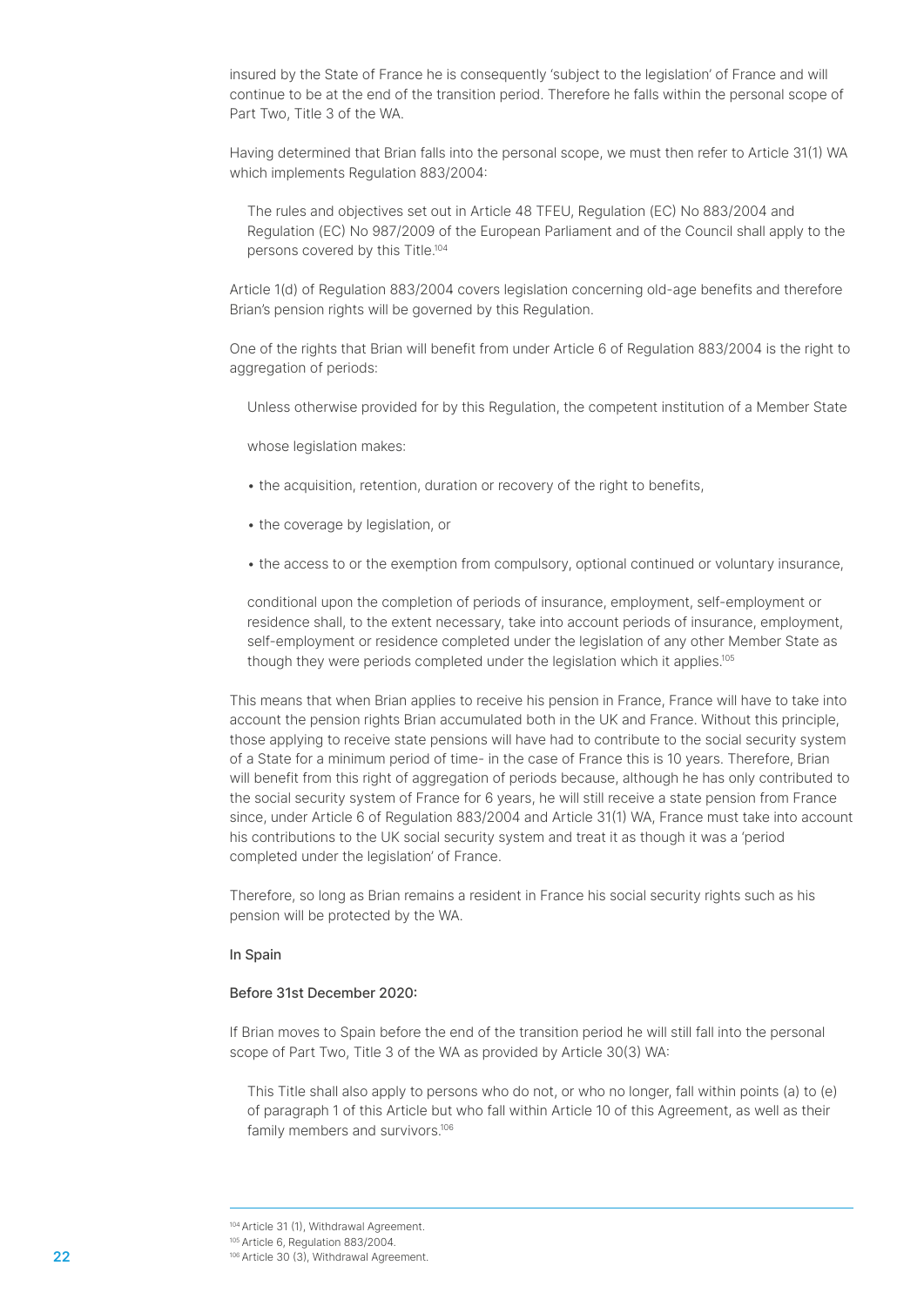insured by the State of France he is consequently 'subject to the legislation' of France and will continue to be at the end of the transition period. Therefore he falls within the personal scope of Part Two, Title 3 of the WA.

Having determined that Brian falls into the personal scope, we must then refer to Article 31(1) WA which implements Regulation 883/2004:

> The rules and objectives set out in Article 48 TFEU, Regulation (EC) No 883/2004 and Regulation (EC) No 987/2009 of the European Parliament and of the Council shall apply to the persons covered by this Title.[104]

Article 1(d) of Regulation 883/2004 covers legislation concerning old-age benefits and therefore Brian's pension rights will be governed by this Regulation.

One of the rights that Brian will benefit from under Article 6 of Regulation 883/2004 is the right to aggregation of periods:

> Unless otherwise provided for by this Regulation, the competent institution of a Member State
>
> whose legislation makes:
>
> • the acquisition, retention, duration or recovery of the right to benefits,
>
> • the coverage by legislation, or
>
> • the access to or the exemption from compulsory, optional continued or voluntary insurance,
>
> conditional upon the completion of periods of insurance, employment, self-employment or residence shall, to the extent necessary, take into account periods of insurance, employment, self-employment or residence completed under the legislation of any other Member State as though they were periods completed under the legislation which it applies.[105]

This means that when Brian applies to receive his pension in France, France will have to take into account the pension rights Brian accumulated both in the UK and France. Without this principle, those applying to receive state pensions will have had to contribute to the social security system of a State for a minimum period of time- in the case of France this is 10 years. Therefore, Brian will benefit from this right of aggregation of periods because, although he has only contributed to the social security system of France for 6 years, he will still receive a state pension from France since, under Article 6 of Regulation 883/2004 and Article 31(1) WA, France must take into account his contributions to the UK social security system and treat it as though it was a 'period completed under the legislation' of France.

Therefore, so long as Brian remains a resident in France his social security rights such as his pension will be protected by the WA.

In Spain

Before 31st December 2020:

If Brian moves to Spain before the end of the transition period he will still fall into the personal scope of Part Two, Title 3 of the WA as provided by Article 30(3) WA:

> This Title shall also apply to persons who do not, or who no longer, fall within points (a) to (e) of paragraph 1 of this Article but who fall within Article 10 of this Agreement, as well as their family members and survivors.[106]

---

[104] Article 31 (1), Withdrawal Agreement.
[105] Article 6, Regulation 883/2004.
[106] Article 30 (3), Withdrawal Agreement.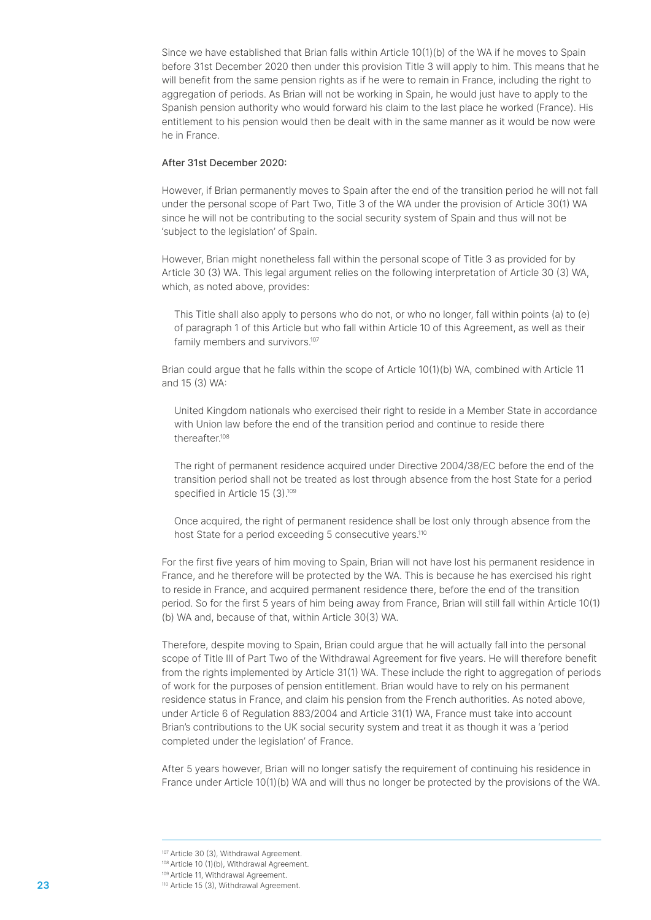Since we have established that Brian falls within Article 10(1)(b) of the WA if he moves to Spain before 31st December 2020 then under this provision Title 3 will apply to him. This means that he will benefit from the same pension rights as if he were to remain in France, including the right to aggregation of periods. As Brian will not be working in Spain, he would just have to apply to the Spanish pension authority who would forward his claim to the last place he worked (France). His entitlement to his pension would then be dealt with in the same manner as it would be now were he in France.

**After 31st December 2020:**

However, if Brian permanently moves to Spain after the end of the transition period he will not fall under the personal scope of Part Two, Title 3 of the WA under the provision of Article 30(1) WA since he will not be contributing to the social security system of Spain and thus will not be 'subject to the legislation' of Spain.

However, Brian might nonetheless fall within the personal scope of Title 3 as provided for by Article 30 (3) WA. This legal argument relies on the following interpretation of Article 30 (3) WA, which, as noted above, provides:

> This Title shall also apply to persons who do not, or who no longer, fall within points (a) to (e) of paragraph 1 of this Article but who fall within Article 10 of this Agreement, as well as their family members and survivors.[107]

Brian could argue that he falls within the scope of Article 10(1)(b) WA, combined with Article 11 and 15 (3) WA:

> United Kingdom nationals who exercised their right to reside in a Member State in accordance with Union law before the end of the transition period and continue to reside there thereafter.[108]
>
> The right of permanent residence acquired under Directive 2004/38/EC before the end of the transition period shall not be treated as lost through absence from the host State for a period specified in Article 15 (3).[109]
>
> Once acquired, the right of permanent residence shall be lost only through absence from the host State for a period exceeding 5 consecutive years.[110]

For the first five years of him moving to Spain, Brian will not have lost his permanent residence in France, and he therefore will be protected by the WA. This is because he has exercised his right to reside in France, and acquired permanent residence there, before the end of the transition period. So for the first 5 years of him being away from France, Brian will still fall within Article 10(1)(b) WA and, because of that, within Article 30(3) WA.

Therefore, despite moving to Spain, Brian could argue that he will actually fall into the personal scope of Title III of Part Two of the Withdrawal Agreement for five years. He will therefore benefit from the rights implemented by Article 31(1) WA. These include the right to aggregation of periods of work for the purposes of pension entitlement. Brian would have to rely on his permanent residence status in France, and claim his pension from the French authorities. As noted above, under Article 6 of Regulation 883/2004 and Article 31(1) WA, France must take into account Brian's contributions to the UK social security system and treat it as though it was a 'period completed under the legislation' of France.

After 5 years however, Brian will no longer satisfy the requirement of continuing his residence in France under Article 10(1)(b) WA and will thus no longer be protected by the provisions of the WA.

---

[107] Article 30 (3), Withdrawal Agreement.
[108] Article 10 (1)(b), Withdrawal Agreement.
[109] Article 11, Withdrawal Agreement.
[110] Article 15 (3), Withdrawal Agreement.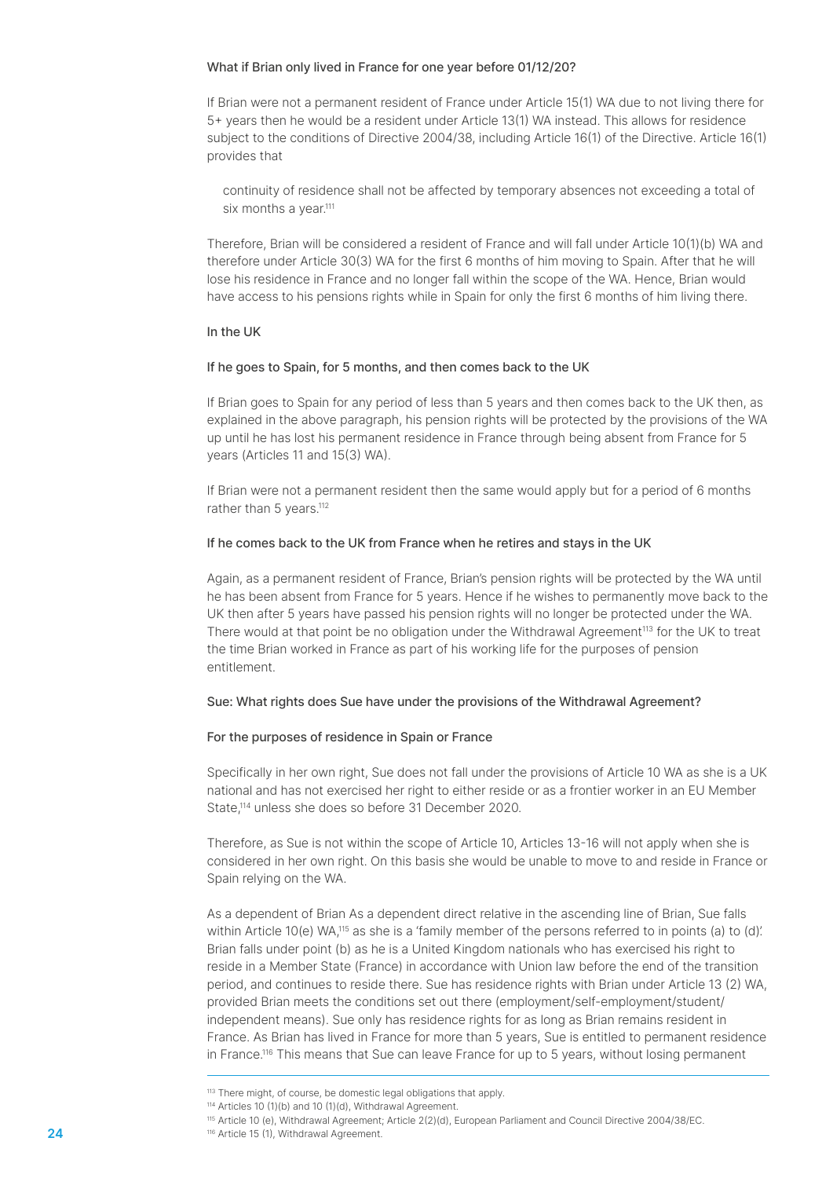### What if Brian only lived in France for one year before 01/12/20?

If Brian were not a permanent resident of France under Article 15(1) WA due to not living there for 5+ years then he would be a resident under Article 13(1) WA instead. This allows for residence subject to the conditions of Directive 2004/38, including Article 16(1) of the Directive. Article 16(1) provides that

> continuity of residence shall not be affected by temporary absences not exceeding a total of six months a year.[111]

Therefore, Brian will be considered a resident of France and will fall under Article 10(1)(b) WA and therefore under Article 30(3) WA for the first 6 months of him moving to Spain. After that he will lose his residence in France and no longer fall within the scope of the WA. Hence, Brian would have access to his pensions rights while in Spain for only the first 6 months of him living there.

### In the UK

### If he goes to Spain, for 5 months, and then comes back to the UK

If Brian goes to Spain for any period of less than 5 years and then comes back to the UK then, as explained in the above paragraph, his pension rights will be protected by the provisions of the WA up until he has lost his permanent residence in France through being absent from France for 5 years (Articles 11 and 15(3) WA).

If Brian were not a permanent resident then the same would apply but for a period of 6 months rather than 5 years.[112]

### If he comes back to the UK from France when he retires and stays in the UK

Again, as a permanent resident of France, Brian's pension rights will be protected by the WA until he has been absent from France for 5 years. Hence if he wishes to permanently move back to the UK then after 5 years have passed his pension rights will no longer be protected under the WA. There would at that point be no obligation under the Withdrawal Agreement[113] for the UK to treat the time Brian worked in France as part of his working life for the purposes of pension entitlement.

### Sue: What rights does Sue have under the provisions of the Withdrawal Agreement?

### For the purposes of residence in Spain or France

Specifically in her own right, Sue does not fall under the provisions of Article 10 WA as she is a UK national and has not exercised her right to either reside or as a frontier worker in an EU Member State,[114] unless she does so before 31 December 2020.

Therefore, as Sue is not within the scope of Article 10, Articles 13-16 will not apply when she is considered in her own right. On this basis she would be unable to move to and reside in France or Spain relying on the WA.

As a dependent of Brian As a dependent direct relative in the ascending line of Brian, Sue falls within Article 10(e) WA,[115] as she is a 'family member of the persons referred to in points (a) to (d)'. Brian falls under point (b) as he is a United Kingdom nationals who has exercised his right to reside in a Member State (France) in accordance with Union law before the end of the transition period, and continues to reside there. Sue has residence rights with Brian under Article 13 (2) WA, provided Brian meets the conditions set out there (employment/self-employment/student/ independent means). Sue only has residence rights for as long as Brian remains resident in France. As Brian has lived in France for more than 5 years, Sue is entitled to permanent residence in France.[116] This means that Sue can leave France for up to 5 years, without losing permanent

---

[113] There might, of course, be domestic legal obligations that apply.

[114] Articles 10 (1)(b) and 10 (1)(d), Withdrawal Agreement.

[115] Article 10 (e), Withdrawal Agreement; Article 2(2)(d), European Parliament and Council Directive 2004/38/EC.

[116] Article 15 (1), Withdrawal Agreement.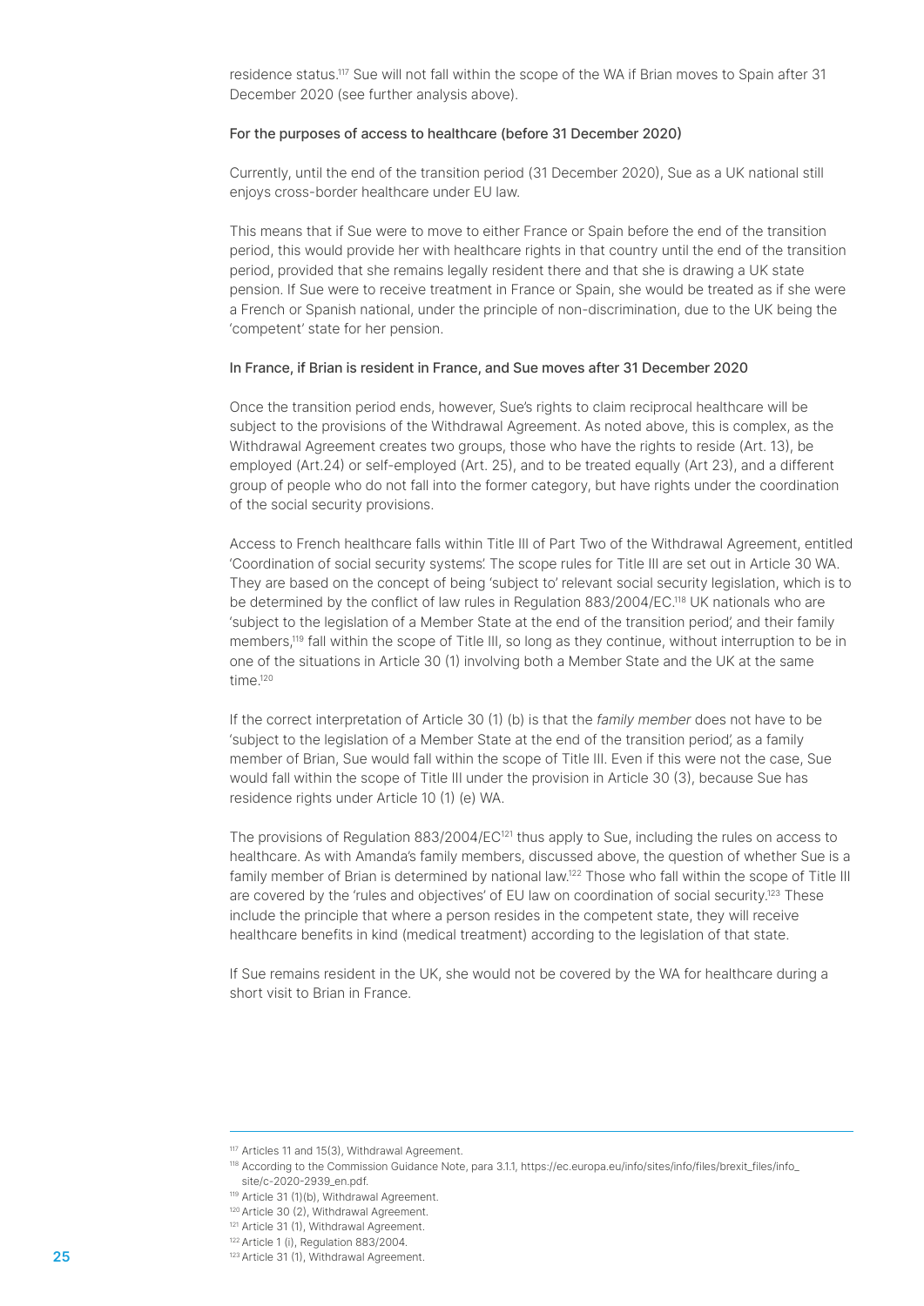residence status.[117] Sue will not fall within the scope of the WA if Brian moves to Spain after 31 December 2020 (see further analysis above).

### For the purposes of access to healthcare (before 31 December 2020)

Currently, until the end of the transition period (31 December 2020), Sue as a UK national still enjoys cross-border healthcare under EU law.

This means that if Sue were to move to either France or Spain before the end of the transition period, this would provide her with healthcare rights in that country until the end of the transition period, provided that she remains legally resident there and that she is drawing a UK state pension. If Sue were to receive treatment in France or Spain, she would be treated as if she were a French or Spanish national, under the principle of non-discrimination, due to the UK being the 'competent' state for her pension.

### In France, if Brian is resident in France, and Sue moves after 31 December 2020

Once the transition period ends, however, Sue's rights to claim reciprocal healthcare will be subject to the provisions of the Withdrawal Agreement. As noted above, this is complex, as the Withdrawal Agreement creates two groups, those who have the rights to reside (Art. 13), be employed (Art.24) or self-employed (Art. 25), and to be treated equally (Art 23), and a different group of people who do not fall into the former category, but have rights under the coordination of the social security provisions.

Access to French healthcare falls within Title III of Part Two of the Withdrawal Agreement, entitled 'Coordination of social security systems'. The scope rules for Title III are set out in Article 30 WA. They are based on the concept of being 'subject to' relevant social security legislation, which is to be determined by the conflict of law rules in Regulation 883/2004/EC.[118] UK nationals who are 'subject to the legislation of a Member State at the end of the transition period', and their family members,[119] fall within the scope of Title III, so long as they continue, without interruption to be in one of the situations in Article 30 (1) involving both a Member State and the UK at the same time.[120]

If the correct interpretation of Article 30 (1) (b) is that the *family member* does not have to be 'subject to the legislation of a Member State at the end of the transition period', as a family member of Brian, Sue would fall within the scope of Title III. Even if this were not the case, Sue would fall within the scope of Title III under the provision in Article 30 (3), because Sue has residence rights under Article 10 (1) (e) WA.

The provisions of Regulation 883/2004/EC[121] thus apply to Sue, including the rules on access to healthcare. As with Amanda's family members, discussed above, the question of whether Sue is a family member of Brian is determined by national law.[122] Those who fall within the scope of Title III are covered by the 'rules and objectives' of EU law on coordination of social security.[123] These include the principle that where a person resides in the competent state, they will receive healthcare benefits in kind (medical treatment) according to the legislation of that state.

If Sue remains resident in the UK, she would not be covered by the WA for healthcare during a short visit to Brian in France.

---

[117] Articles 11 and 15(3), Withdrawal Agreement.

[118] According to the Commission Guidance Note, para 3.1.1, https://ec.europa.eu/info/sites/info/files/brexit_files/info_site/c-2020-2939_en.pdf.

[119] Article 31 (1)(b), Withdrawal Agreement.

[120] Article 30 (2), Withdrawal Agreement.

[121] Article 31 (1), Withdrawal Agreement.

[122] Article 1 (i), Regulation 883/2004.

[123] Article 31 (1), Withdrawal Agreement.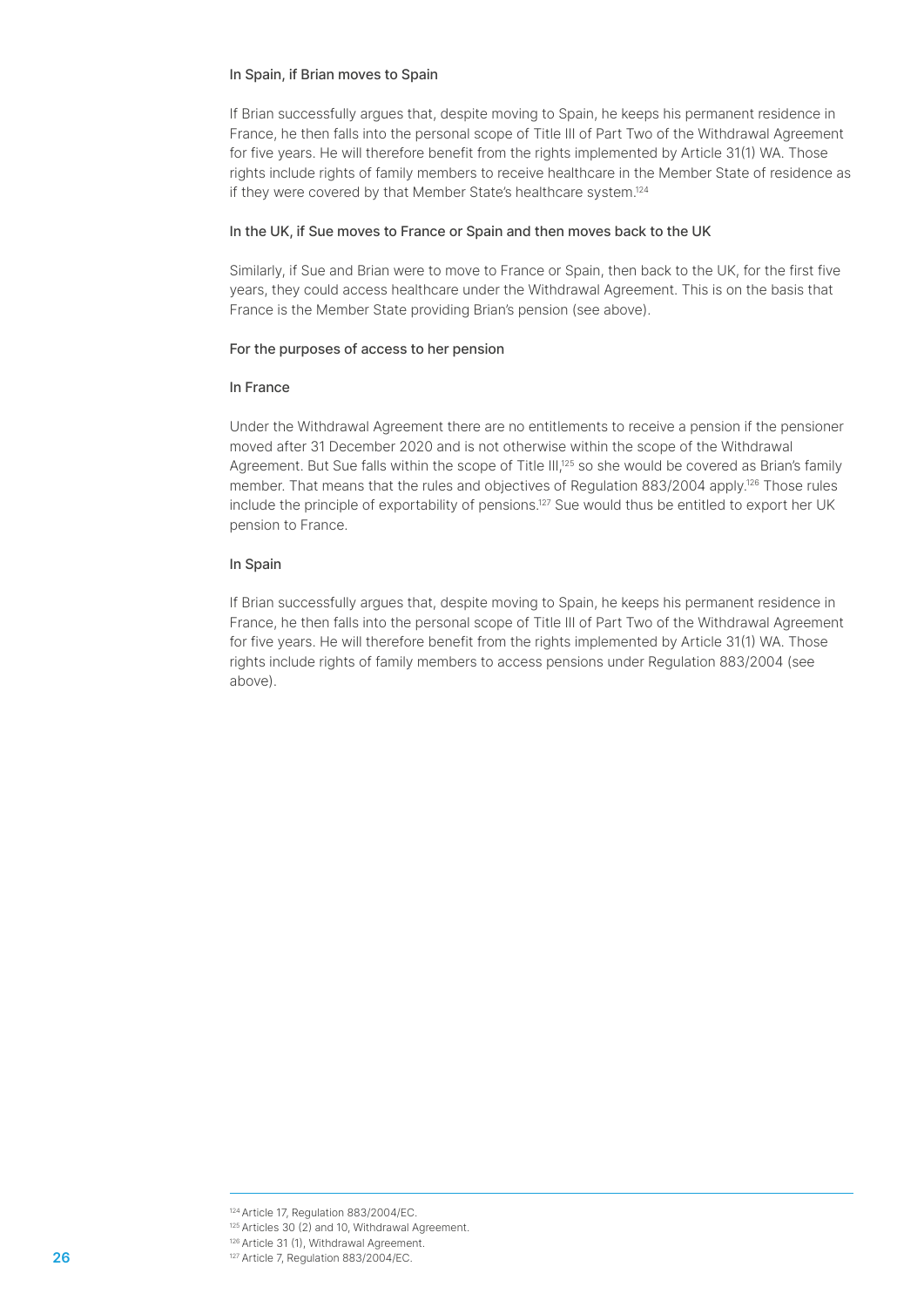#### In Spain, if Brian moves to Spain

If Brian successfully argues that, despite moving to Spain, he keeps his permanent residence in France, he then falls into the personal scope of Title III of Part Two of the Withdrawal Agreement for five years. He will therefore benefit from the rights implemented by Article 31(1) WA. Those rights include rights of family members to receive healthcare in the Member State of residence as if they were covered by that Member State's healthcare system.[124]

#### In the UK, if Sue moves to France or Spain and then moves back to the UK

Similarly, if Sue and Brian were to move to France or Spain, then back to the UK, for the first five years, they could access healthcare under the Withdrawal Agreement. This is on the basis that France is the Member State providing Brian's pension (see above).

#### For the purposes of access to her pension

#### In France

Under the Withdrawal Agreement there are no entitlements to receive a pension if the pensioner moved after 31 December 2020 and is not otherwise within the scope of the Withdrawal Agreement. But Sue falls within the scope of Title III,[125] so she would be covered as Brian's family member. That means that the rules and objectives of Regulation 883/2004 apply.[126] Those rules include the principle of exportability of pensions.[127] Sue would thus be entitled to export her UK pension to France.

#### In Spain

If Brian successfully argues that, despite moving to Spain, he keeps his permanent residence in France, he then falls into the personal scope of Title III of Part Two of the Withdrawal Agreement for five years. He will therefore benefit from the rights implemented by Article 31(1) WA. Those rights include rights of family members to access pensions under Regulation 883/2004 (see above).

---

[124] Article 17, Regulation 883/2004/EC.
[125] Articles 30 (2) and 10, Withdrawal Agreement.
[126] Article 31 (1), Withdrawal Agreement.
[127] Article 7, Regulation 883/2004/EC.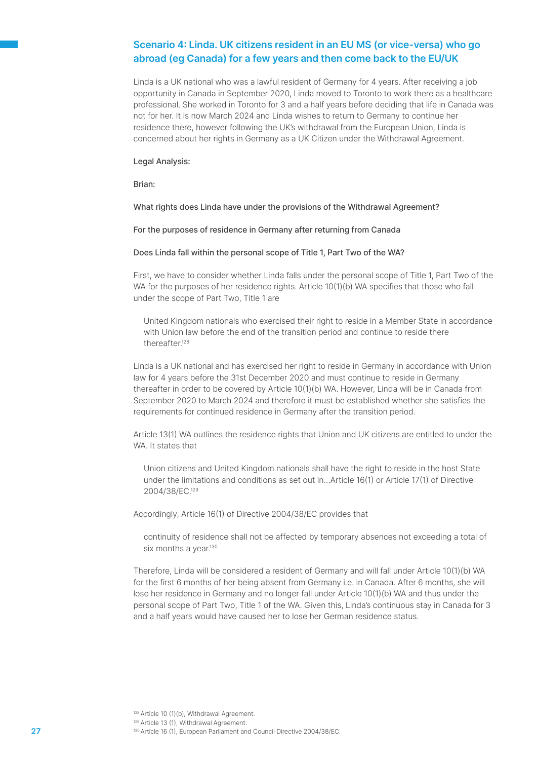## Scenario 4: Linda. UK citizens resident in an EU MS (or vice-versa) who go abroad (eg Canada) for a few years and then come back to the EU/UK

Linda is a UK national who was a lawful resident of Germany for 4 years. After receiving a job opportunity in Canada in September 2020, Linda moved to Toronto to work there as a healthcare professional. She worked in Toronto for 3 and a half years before deciding that life in Canada was not for her. It is now March 2024 and Linda wishes to return to Germany to continue her residence there, however following the UK's withdrawal from the European Union, Linda is concerned about her rights in Germany as a UK Citizen under the Withdrawal Agreement.

Legal Analysis:

Brian:

What rights does Linda have under the provisions of the Withdrawal Agreement?

For the purposes of residence in Germany after returning from Canada

Does Linda fall within the personal scope of Title 1, Part Two of the WA?

First, we have to consider whether Linda falls under the personal scope of Title 1, Part Two of the WA for the purposes of her residence rights. Article 10(1)(b) WA specifies that those who fall under the scope of Part Two, Title 1 are

> United Kingdom nationals who exercised their right to reside in a Member State in accordance with Union law before the end of the transition period and continue to reside there thereafter.[128]

Linda is a UK national and has exercised her right to reside in Germany in accordance with Union law for 4 years before the 31st December 2020 and must continue to reside in Germany thereafter in order to be covered by Article 10(1)(b) WA. However, Linda will be in Canada from September 2020 to March 2024 and therefore it must be established whether she satisfies the requirements for continued residence in Germany after the transition period.

Article 13(1) WA outlines the residence rights that Union and UK citizens are entitled to under the WA. It states that

> Union citizens and United Kingdom nationals shall have the right to reside in the host State under the limitations and conditions as set out in...Article 16(1) or Article 17(1) of Directive 2004/38/EC.[129]

Accordingly, Article 16(1) of Directive 2004/38/EC provides that

> continuity of residence shall not be affected by temporary absences not exceeding a total of six months a year.[130]

Therefore, Linda will be considered a resident of Germany and will fall under Article 10(1)(b) WA for the first 6 months of her being absent from Germany i.e. in Canada. After 6 months, she will lose her residence in Germany and no longer fall under Article 10(1)(b) WA and thus under the personal scope of Part Two, Title 1 of the WA. Given this, Linda's continuous stay in Canada for 3 and a half years would have caused her to lose her German residence status.

---

[128] Article 10 (1)(b), Withdrawal Agreement.

[129] Article 13 (1), Withdrawal Agreement.

[130] Article 16 (1), European Parliament and Council Directive 2004/38/EC.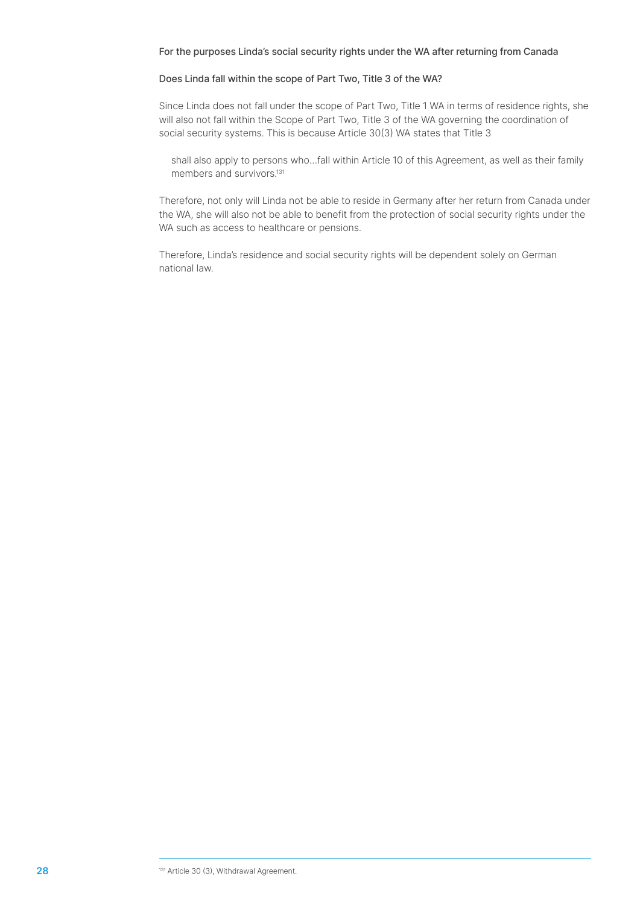For the purposes Linda's social security rights under the WA after returning from Canada

Does Linda fall within the scope of Part Two, Title 3 of the WA?

Since Linda does not fall under the scope of Part Two, Title 1 WA in terms of residence rights, she will also not fall within the Scope of Part Two, Title 3 of the WA governing the coordination of social security systems. This is because Article 30(3) WA states that Title 3

> shall also apply to persons who…fall within Article 10 of this Agreement, as well as their family members and survivors.[131]

Therefore, not only will Linda not be able to reside in Germany after her return from Canada under the WA, she will also not be able to benefit from the protection of social security rights under the WA such as access to healthcare or pensions.

Therefore, Linda's residence and social security rights will be dependent solely on German national law.

[131] Article 30 (3), Withdrawal Agreement.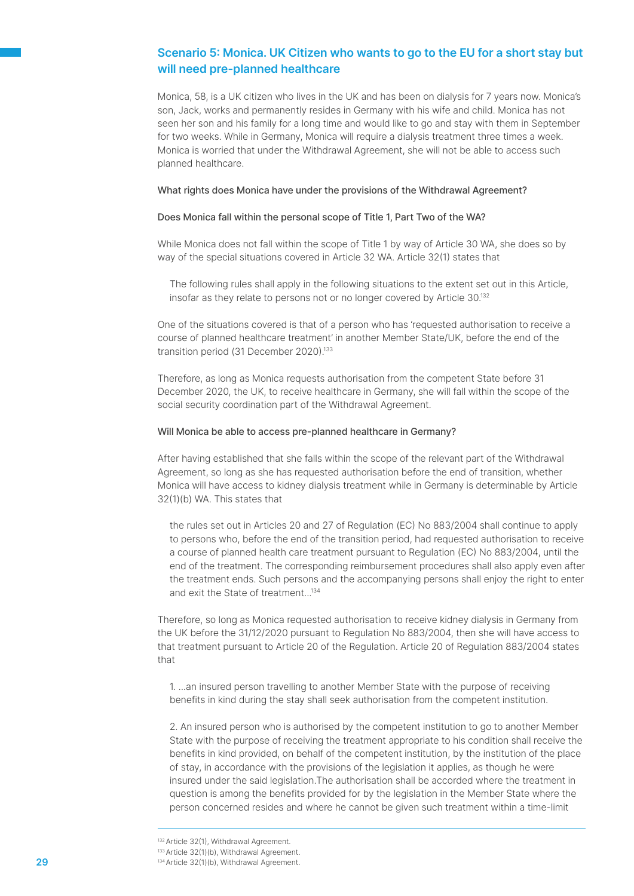## Scenario 5: Monica. UK Citizen who wants to go to the EU for a short stay but will need pre-planned healthcare

Monica, 58, is a UK citizen who lives in the UK and has been on dialysis for 7 years now. Monica's son, Jack, works and permanently resides in Germany with his wife and child. Monica has not seen her son and his family for a long time and would like to go and stay with them in September for two weeks. While in Germany, Monica will require a dialysis treatment three times a week. Monica is worried that under the Withdrawal Agreement, she will not be able to access such planned healthcare.

**What rights does Monica have under the provisions of the Withdrawal Agreement?**

**Does Monica fall within the personal scope of Title 1, Part Two of the WA?**

While Monica does not fall within the scope of Title 1 by way of Article 30 WA, she does so by way of the special situations covered in Article 32 WA. Article 32(1) states that

> The following rules shall apply in the following situations to the extent set out in this Article, insofar as they relate to persons not or no longer covered by Article 30.[132]

One of the situations covered is that of a person who has 'requested authorisation to receive a course of planned healthcare treatment' in another Member State/UK, before the end of the transition period (31 December 2020).[133]

Therefore, as long as Monica requests authorisation from the competent State before 31 December 2020, the UK, to receive healthcare in Germany, she will fall within the scope of the social security coordination part of the Withdrawal Agreement.

**Will Monica be able to access pre-planned healthcare in Germany?**

After having established that she falls within the scope of the relevant part of the Withdrawal Agreement, so long as she has requested authorisation before the end of transition, whether Monica will have access to kidney dialysis treatment while in Germany is determinable by Article 32(1)(b) WA. This states that

> the rules set out in Articles 20 and 27 of Regulation (EC) No 883/2004 shall continue to apply to persons who, before the end of the transition period, had requested authorisation to receive a course of planned health care treatment pursuant to Regulation (EC) No 883/2004, until the end of the treatment. The corresponding reimbursement procedures shall also apply even after the treatment ends. Such persons and the accompanying persons shall enjoy the right to enter and exit the State of treatment...[134]

Therefore, so long as Monica requested authorisation to receive kidney dialysis in Germany from the UK before the 31/12/2020 pursuant to Regulation No 883/2004, then she will have access to that treatment pursuant to Article 20 of the Regulation. Article 20 of Regulation 883/2004 states that

> 1. ...an insured person travelling to another Member State with the purpose of receiving benefits in kind during the stay shall seek authorisation from the competent institution.
>
> 2. An insured person who is authorised by the competent institution to go to another Member State with the purpose of receiving the treatment appropriate to his condition shall receive the benefits in kind provided, on behalf of the competent institution, by the institution of the place of stay, in accordance with the provisions of the legislation it applies, as though he were insured under the said legislation.The authorisation shall be accorded where the treatment in question is among the benefits provided for by the legislation in the Member State where the person concerned resides and where he cannot be given such treatment within a time-limit

---

[132] Article 32(1), Withdrawal Agreement.

[133] Article 32(1)(b), Withdrawal Agreement.

[134] Article 32(1)(b), Withdrawal Agreement.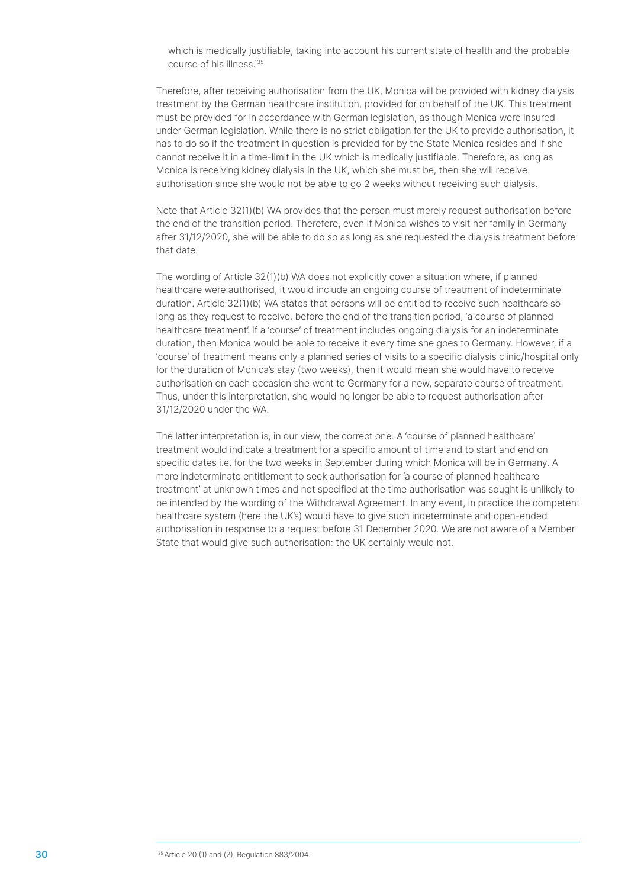which is medically justifiable, taking into account his current state of health and the probable course of his illness.[135]

Therefore, after receiving authorisation from the UK, Monica will be provided with kidney dialysis treatment by the German healthcare institution, provided for on behalf of the UK. This treatment must be provided for in accordance with German legislation, as though Monica were insured under German legislation. While there is no strict obligation for the UK to provide authorisation, it has to do so if the treatment in question is provided for by the State Monica resides and if she cannot receive it in a time-limit in the UK which is medically justifiable. Therefore, as long as Monica is receiving kidney dialysis in the UK, which she must be, then she will receive authorisation since she would not be able to go 2 weeks without receiving such dialysis.

Note that Article 32(1)(b) WA provides that the person must merely request authorisation before the end of the transition period. Therefore, even if Monica wishes to visit her family in Germany after 31/12/2020, she will be able to do so as long as she requested the dialysis treatment before that date.

The wording of Article 32(1)(b) WA does not explicitly cover a situation where, if planned healthcare were authorised, it would include an ongoing course of treatment of indeterminate duration. Article 32(1)(b) WA states that persons will be entitled to receive such healthcare so long as they request to receive, before the end of the transition period, 'a course of planned healthcare treatment'. If a 'course' of treatment includes ongoing dialysis for an indeterminate duration, then Monica would be able to receive it every time she goes to Germany. However, if a 'course' of treatment means only a planned series of visits to a specific dialysis clinic/hospital only for the duration of Monica's stay (two weeks), then it would mean she would have to receive authorisation on each occasion she went to Germany for a new, separate course of treatment. Thus, under this interpretation, she would no longer be able to request authorisation after 31/12/2020 under the WA.

The latter interpretation is, in our view, the correct one. A 'course of planned healthcare' treatment would indicate a treatment for a specific amount of time and to start and end on specific dates i.e. for the two weeks in September during which Monica will be in Germany. A more indeterminate entitlement to seek authorisation for 'a course of planned healthcare treatment' at unknown times and not specified at the time authorisation was sought is unlikely to be intended by the wording of the Withdrawal Agreement. In any event, in practice the competent healthcare system (here the UK's) would have to give such indeterminate and open-ended authorisation in response to a request before 31 December 2020. We are not aware of a Member State that would give such authorisation: the UK certainly would not.

[135] Article 20 (1) and (2), Regulation 883/2004.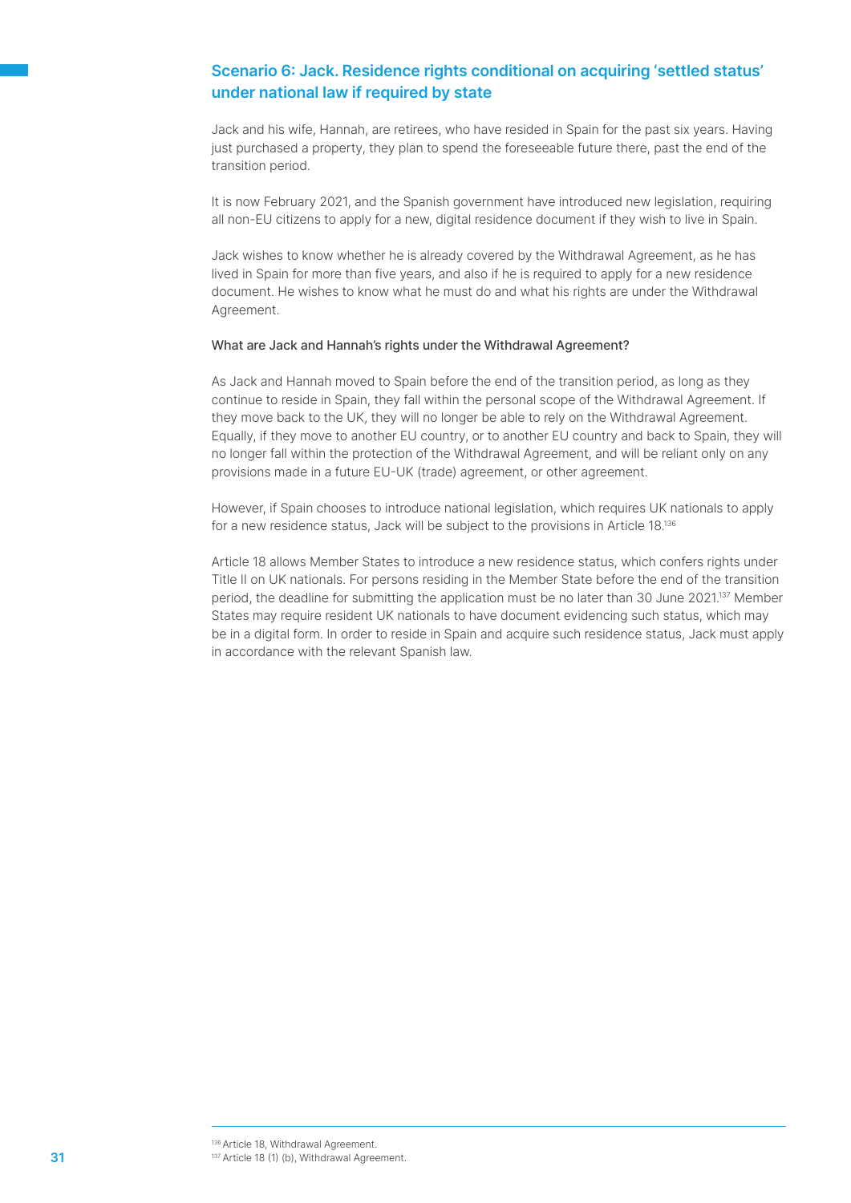## Scenario 6: Jack. Residence rights conditional on acquiring 'settled status' under national law if required by state

Jack and his wife, Hannah, are retirees, who have resided in Spain for the past six years. Having just purchased a property, they plan to spend the foreseeable future there, past the end of the transition period.

It is now February 2021, and the Spanish government have introduced new legislation, requiring all non-EU citizens to apply for a new, digital residence document if they wish to live in Spain.

Jack wishes to know whether he is already covered by the Withdrawal Agreement, as he has lived in Spain for more than five years, and also if he is required to apply for a new residence document. He wishes to know what he must do and what his rights are under the Withdrawal Agreement.

What are Jack and Hannah's rights under the Withdrawal Agreement?

As Jack and Hannah moved to Spain before the end of the transition period, as long as they continue to reside in Spain, they fall within the personal scope of the Withdrawal Agreement. If they move back to the UK, they will no longer be able to rely on the Withdrawal Agreement. Equally, if they move to another EU country, or to another EU country and back to Spain, they will no longer fall within the protection of the Withdrawal Agreement, and will be reliant only on any provisions made in a future EU-UK (trade) agreement, or other agreement.

However, if Spain chooses to introduce national legislation, which requires UK nationals to apply for a new residence status, Jack will be subject to the provisions in Article 18.[136]

Article 18 allows Member States to introduce a new residence status, which confers rights under Title II on UK nationals. For persons residing in the Member State before the end of the transition period, the deadline for submitting the application must be no later than 30 June 2021.[137] Member States may require resident UK nationals to have document evidencing such status, which may be in a digital form. In order to reside in Spain and acquire such residence status, Jack must apply in accordance with the relevant Spanish law.

---

[136] Article 18, Withdrawal Agreement.

[137] Article 18 (1) (b), Withdrawal Agreement.